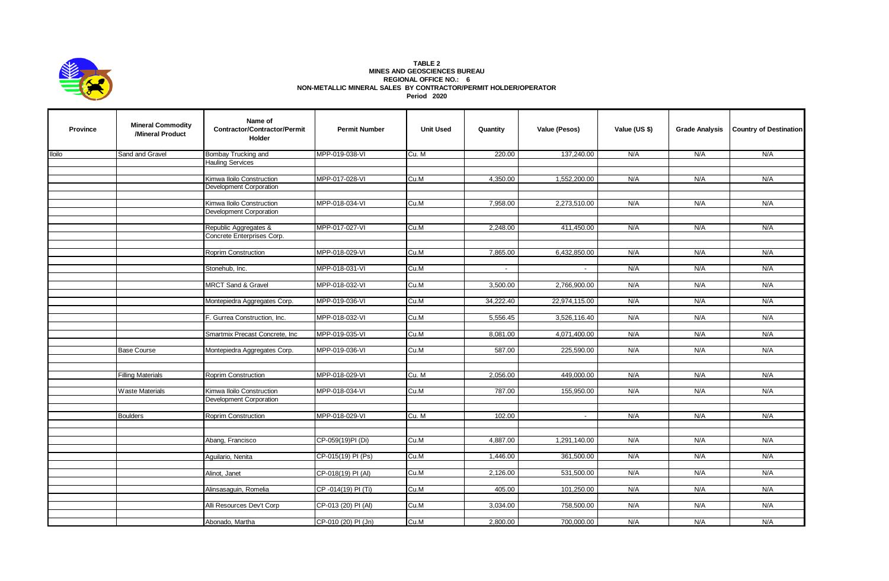**TABLE 2**
**MINES AND GEOSCIENCES BUREAU**
**REGIONAL OFFICE NO.: 6**
**NON-METALLIC MINERAL SALES BY CONTRACTOR/PERMIT HOLDER/OPERATOR**
**Period 2020**

| Province | Mineral Commodity /Mineral Product | Name of Contractor/Contractor/Permit Holder | Permit Number | Unit Used | Quantity | Value (Pesos) | Value (US $) | Grade Analysis | Country of Destination |
|---|---|---|---|---|---|---|---|---|---|
| Iloilo | Sand and Gravel | Bombay Trucking and Hauling Services | MPP-019-038-VI | Cu. M | 220.00 | 137,240.00 | N/A | N/A | N/A |
| | | Kimwa Iloilo Construction Development Corporation | MPP-017-028-VI | Cu.M | 4,350.00 | 1,552,200.00 | N/A | N/A | N/A |
| | | Kimwa Iloilo Construction Development Corporation | MPP-018-034-VI | Cu.M | 7,958.00 | 2,273,510.00 | N/A | N/A | N/A |
| | | Republic Aggregates & Concrete Enterprises Corp. | MPP-017-027-VI | Cu.M | 2,248.00 | 411,450.00 | N/A | N/A | N/A |
| | | Roprim Construction | MPP-018-029-VI | Cu.M | 7,865.00 | 6,432,850.00 | N/A | N/A | N/A |
| | | Stonehub, Inc. | MPP-018-031-VI | Cu.M | - | - | N/A | N/A | N/A |
| | | MRCT Sand & Gravel | MPP-018-032-VI | Cu.M | 3,500.00 | 2,766,900.00 | N/A | N/A | N/A |
| | | Montepiedra Aggregates Corp. | MPP-019-036-VI | Cu.M | 34,222.40 | 22,974,115.00 | N/A | N/A | N/A |
| | | F. Gurrea Construction, Inc. | MPP-018-032-VI | Cu.M | 5,556.45 | 3,526,116.40 | N/A | N/A | N/A |
| | | Smartmix Precast Concrete, Inc | MPP-019-035-VI | Cu.M | 8,081.00 | 4,071,400.00 | N/A | N/A | N/A |
| | Base Course | Montepiedra Aggregates Corp. | MPP-019-036-VI | Cu.M | 587.00 | 225,590.00 | N/A | N/A | N/A |
| | Filling Materials | Roprim Construction | MPP-018-029-VI | Cu. M | 2,056.00 | 449,000.00 | N/A | N/A | N/A |
| | Waste Materials | Kimwa Iloilo Construction Development Corporation | MPP-018-034-VI | Cu.M | 787.00 | 155,950.00 | N/A | N/A | N/A |
| | Boulders | Roprim Construction | MPP-018-029-VI | Cu. M | 102.00 | - | N/A | N/A | N/A |
| | | Abang, Francisco | CP-059(19)PI (Di) | Cu.M | 4,887.00 | 1,291,140.00 | N/A | N/A | N/A |
| | | Aguilario, Nenita | CP-015(19) PI (Ps) | Cu.M | 1,446.00 | 361,500.00 | N/A | N/A | N/A |
| | | Alinot, Janet | CP-018(19) PI (Al) | Cu.M | 2,126.00 | 531,500.00 | N/A | N/A | N/A |
| | | Alinsasaguin, Romelia | CP -014(19) PI (Ti) | Cu.M | 405.00 | 101,250.00 | N/A | N/A | N/A |
| | | Alli Resources Dev't Corp | CP-013 (20) PI (Al) | Cu.M | 3,034.00 | 758,500.00 | N/A | N/A | N/A |
| | | Abonado, Martha | CP-010 (20) PI (Jn) | Cu.M | 2,800.00 | 700,000.00 | N/A | N/A | N/A |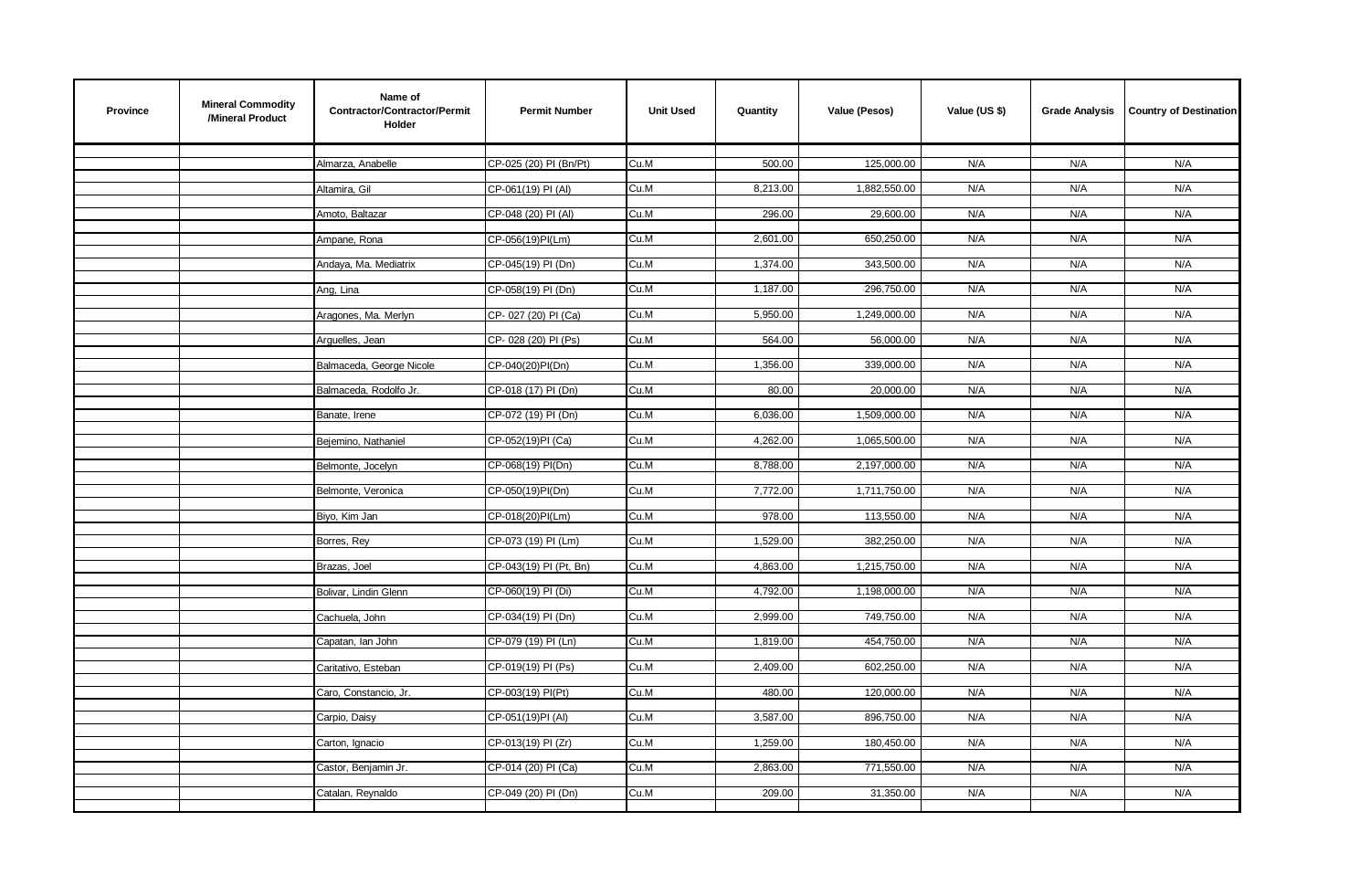| Province | Mineral Commodity /Mineral Product | Name of Contractor/Contractor/Permit Holder | Permit Number | Unit Used | Quantity | Value (Pesos) | Value (US $) | Grade Analysis | Country of Destination |
|---|---|---|---|---|---|---|---|---|---|
| | | Almarza, Anabelle | CP-025 (20) PI (Bn/Pt) | Cu.M | 500.00 | 125,000.00 | N/A | N/A | N/A |
| | | Altamira, Gil | CP-061(19) PI (Al) | Cu.M | 8,213.00 | 1,882,550.00 | N/A | N/A | N/A |
| | | Amoto, Baltazar | CP-048 (20) PI (Al) | Cu.M | 296.00 | 29,600.00 | N/A | N/A | N/A |
| | | Ampane, Rona | CP-056(19)PI(Lm) | Cu.M | 2,601.00 | 650,250.00 | N/A | N/A | N/A |
| | | Andaya, Ma. Mediatrix | CP-045(19) PI (Dn) | Cu.M | 1,374.00 | 343,500.00 | N/A | N/A | N/A |
| | | Ang, Lina | CP-058(19) PI (Dn) | Cu.M | 1,187.00 | 296,750.00 | N/A | N/A | N/A |
| | | Aragones, Ma. Merlyn | CP- 027 (20) PI (Ca) | Cu.M | 5,950.00 | 1,249,000.00 | N/A | N/A | N/A |
| | | Arguelles, Jean | CP- 028 (20) PI (Ps) | Cu.M | 564.00 | 56,000.00 | N/A | N/A | N/A |
| | | Balmaceda, George Nicole | CP-040(20)PI(Dn) | Cu.M | 1,356.00 | 339,000.00 | N/A | N/A | N/A |
| | | Balmaceda, Rodolfo Jr. | CP-018 (17) PI (Dn) | Cu.M | 80.00 | 20,000.00 | N/A | N/A | N/A |
| | | Banate, Irene | CP-072 (19) PI (Dn) | Cu.M | 6,036.00 | 1,509,000.00 | N/A | N/A | N/A |
| | | Bejemino, Nathaniel | CP-052(19)PI (Ca) | Cu.M | 4,262.00 | 1,065,500.00 | N/A | N/A | N/A |
| | | Belmonte, Jocelyn | CP-068(19) PI(Dn) | Cu.M | 8,788.00 | 2,197,000.00 | N/A | N/A | N/A |
| | | Belmonte, Veronica | CP-050(19)PI(Dn) | Cu.M | 7,772.00 | 1,711,750.00 | N/A | N/A | N/A |
| | | Biyo, Kim Jan | CP-018(20)PI(Lm) | Cu.M | 978.00 | 113,550.00 | N/A | N/A | N/A |
| | | Borres, Rey | CP-073 (19) PI (Lm) | Cu.M | 1,529.00 | 382,250.00 | N/A | N/A | N/A |
| | | Brazas, Joel | CP-043(19) PI (Pt, Bn) | Cu.M | 4,863.00 | 1,215,750.00 | N/A | N/A | N/A |
| | | Bolivar, Lindin Glenn | CP-060(19) PI (Di) | Cu.M | 4,792.00 | 1,198,000.00 | N/A | N/A | N/A |
| | | Cachuela, John | CP-034(19) PI (Dn) | Cu.M | 2,999.00 | 749,750.00 | N/A | N/A | N/A |
| | | Capatan, Ian John | CP-079 (19) PI (Ln) | Cu.M | 1,819.00 | 454,750.00 | N/A | N/A | N/A |
| | | Caritativo, Esteban | CP-019(19) PI (Ps) | Cu.M | 2,409.00 | 602,250.00 | N/A | N/A | N/A |
| | | Caro, Constancio, Jr. | CP-003(19) PI(Pt) | Cu.M | 480.00 | 120,000.00 | N/A | N/A | N/A |
| | | Carpio, Daisy | CP-051(19)PI (Al) | Cu.M | 3,587.00 | 896,750.00 | N/A | N/A | N/A |
| | | Carton, Ignacio | CP-013(19) PI (Zr) | Cu.M | 1,259.00 | 180,450.00 | N/A | N/A | N/A |
| | | Castor, Benjamin Jr. | CP-014 (20) PI (Ca) | Cu.M | 2,863.00 | 771,550.00 | N/A | N/A | N/A |
| | | Catalan, Reynaldo | CP-049 (20) PI (Dn) | Cu.M | 209.00 | 31,350.00 | N/A | N/A | N/A |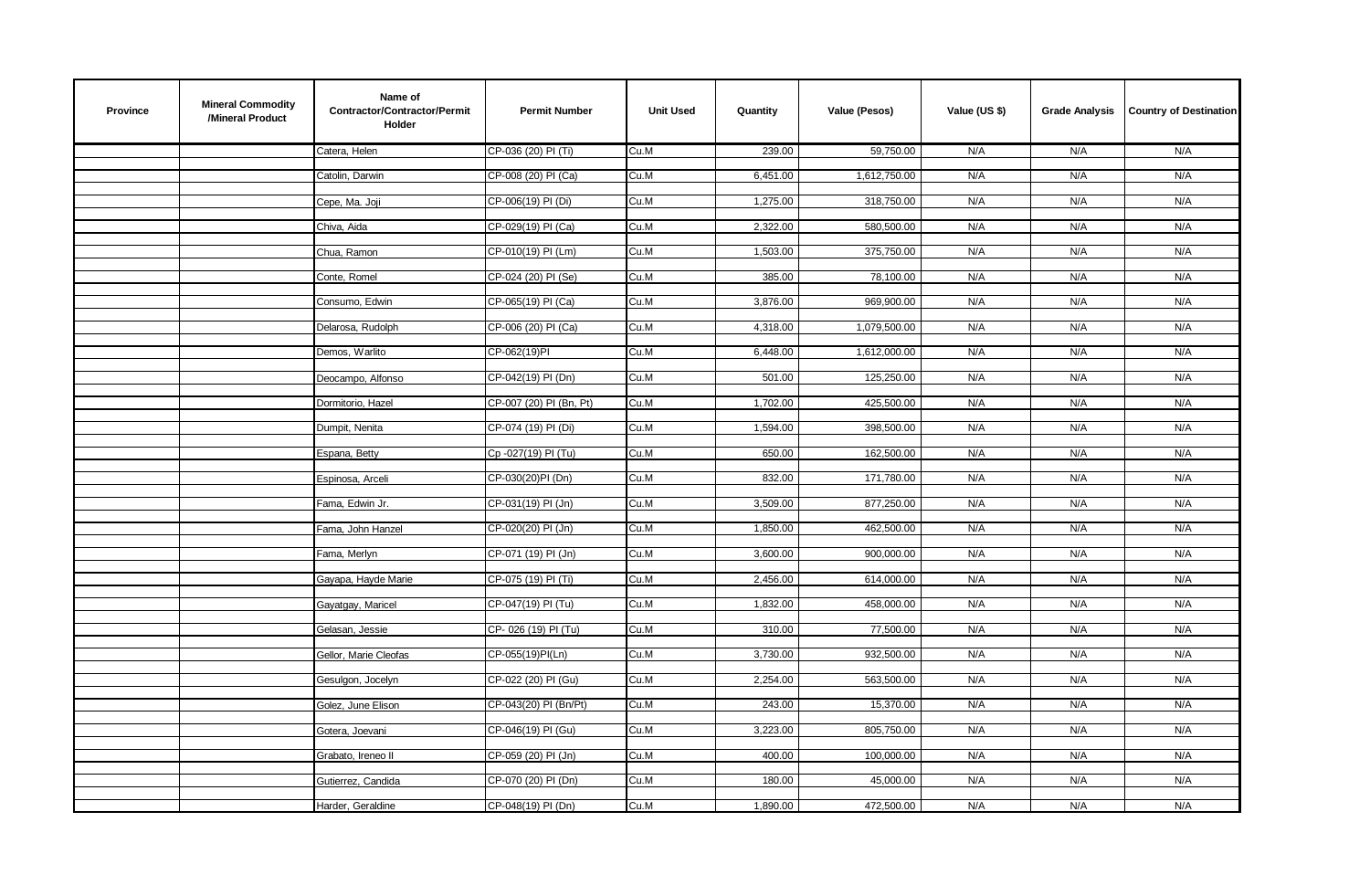| Province | Mineral Commodity /Mineral Product | Name of Contractor/Contractor/Permit Holder | Permit Number | Unit Used | Quantity | Value (Pesos) | Value (US $) | Grade Analysis | Country of Destination |
|---|---|---|---|---|---|---|---|---|---|
| | | Catera, Helen | CP-036 (20) PI (Ti) | Cu.M | 239.00 | 59,750.00 | N/A | N/A | N/A |
| | | Catolin, Darwin | CP-008 (20) PI (Ca) | Cu.M | 6,451.00 | 1,612,750.00 | N/A | N/A | N/A |
| | | Cepe, Ma. Joji | CP-006(19) PI (Di) | Cu.M | 1,275.00 | 318,750.00 | N/A | N/A | N/A |
| | | Chiva, Aida | CP-029(19) PI (Ca) | Cu.M | 2,322.00 | 580,500.00 | N/A | N/A | N/A |
| | | Chua, Ramon | CP-010(19) PI (Lm) | Cu.M | 1,503.00 | 375,750.00 | N/A | N/A | N/A |
| | | Conte, Romel | CP-024 (20) PI (Se) | Cu.M | 385.00 | 78,100.00 | N/A | N/A | N/A |
| | | Consumo, Edwin | CP-065(19) PI (Ca) | Cu.M | 3,876.00 | 969,900.00 | N/A | N/A | N/A |
| | | Delarosa, Rudolph | CP-006 (20) PI (Ca) | Cu.M | 4,318.00 | 1,079,500.00 | N/A | N/A | N/A |
| | | Demos, Warlito | CP-062(19)PI | Cu.M | 6,448.00 | 1,612,000.00 | N/A | N/A | N/A |
| | | Deocampo, Alfonso | CP-042(19) PI (Dn) | Cu.M | 501.00 | 125,250.00 | N/A | N/A | N/A |
| | | Dormitorio, Hazel | CP-007 (20) PI (Bn, Pt) | Cu.M | 1,702.00 | 425,500.00 | N/A | N/A | N/A |
| | | Dumpit, Nenita | CP-074 (19) PI (Di) | Cu.M | 1,594.00 | 398,500.00 | N/A | N/A | N/A |
| | | Espana, Betty | Cp -027(19) PI (Tu) | Cu.M | 650.00 | 162,500.00 | N/A | N/A | N/A |
| | | Espinosa, Arceli | CP-030(20)PI (Dn) | Cu.M | 832.00 | 171,780.00 | N/A | N/A | N/A |
| | | Fama, Edwin Jr. | CP-031(19) PI (Jn) | Cu.M | 3,509.00 | 877,250.00 | N/A | N/A | N/A |
| | | Fama, John Hanzel | CP-020(20) PI (Jn) | Cu.M | 1,850.00 | 462,500.00 | N/A | N/A | N/A |
| | | Fama, Merlyn | CP-071 (19) PI (Jn) | Cu.M | 3,600.00 | 900,000.00 | N/A | N/A | N/A |
| | | Gayapa, Hayde Marie | CP-075 (19) PI (Ti) | Cu.M | 2,456.00 | 614,000.00 | N/A | N/A | N/A |
| | | Gayatgay, Maricel | CP-047(19) PI (Tu) | Cu.M | 1,832.00 | 458,000.00 | N/A | N/A | N/A |
| | | Gelasan, Jessie | CP- 026 (19) PI (Tu) | Cu.M | 310.00 | 77,500.00 | N/A | N/A | N/A |
| | | Gellor, Marie Cleofas | CP-055(19)PI(Ln) | Cu.M | 3,730.00 | 932,500.00 | N/A | N/A | N/A |
| | | Gesulgon, Jocelyn | CP-022 (20) PI (Gu) | Cu.M | 2,254.00 | 563,500.00 | N/A | N/A | N/A |
| | | Golez, June Elison | CP-043(20) PI (Bn/Pt) | Cu.M | 243.00 | 15,370.00 | N/A | N/A | N/A |
| | | Gotera, Joevani | CP-046(19) PI (Gu) | Cu.M | 3,223.00 | 805,750.00 | N/A | N/A | N/A |
| | | Grabato, Ireneo II | CP-059 (20) PI (Jn) | Cu.M | 400.00 | 100,000.00 | N/A | N/A | N/A |
| | | Gutierrez, Candida | CP-070 (20) PI (Dn) | Cu.M | 180.00 | 45,000.00 | N/A | N/A | N/A |
| | | Harder, Geraldine | CP-048(19) PI (Dn) | Cu.M | 1,890.00 | 472,500.00 | N/A | N/A | N/A |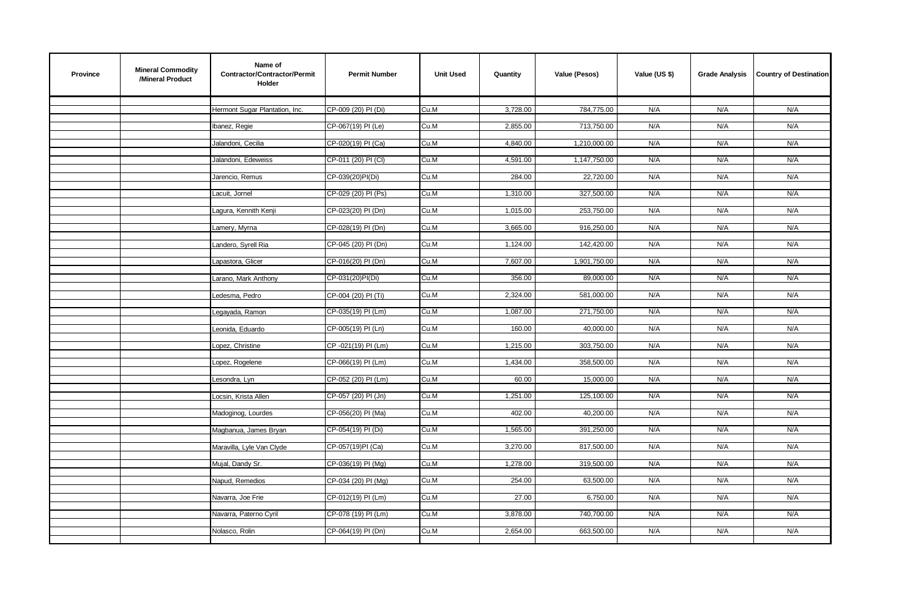| Province | Mineral Commodity /Mineral Product | Name of Contractor/Contractor/Permit Holder | Permit Number | Unit Used | Quantity | Value (Pesos) | Value (US $) | Grade Analysis | Country of Destination |
|---|---|---|---|---|---|---|---|---|---|
| | | Hermont Sugar Plantation, Inc. | CP-009 (20) PI (Di) | Cu.M | 3,728.00 | 784,775.00 | N/A | N/A | N/A |
| | | Ibanez, Regie | CP-067(19) PI (Le) | Cu.M | 2,855.00 | 713,750.00 | N/A | N/A | N/A |
| | | Jalandoni, Cecilia | CP-020(19) PI (Ca) | Cu.M | 4,840.00 | 1,210,000.00 | N/A | N/A | N/A |
| | | Jalandoni, Edeweiss | CP-011 (20) PI (Cl) | Cu.M | 4,591.00 | 1,147,750.00 | N/A | N/A | N/A |
| | | Jarencio, Remus | CP-039(20)PI(Di) | Cu.M | 284.00 | 22,720.00 | N/A | N/A | N/A |
| | | Lacuit, Jornel | CP-029 (20) PI (Ps) | Cu.M | 1,310.00 | 327,500.00 | N/A | N/A | N/A |
| | | Lagura, Kennith Kenji | CP-023(20) PI (Dn) | Cu.M | 1,015.00 | 253,750.00 | N/A | N/A | N/A |
| | | Lamery, Myrna | CP-028(19) PI (Dn) | Cu.M | 3,665.00 | 916,250.00 | N/A | N/A | N/A |
| | | Landero, Syrell Ria | CP-045 (20) PI (Dn) | Cu.M | 1,124.00 | 142,420.00 | N/A | N/A | N/A |
| | | Lapastora, Glicer | CP-016(20) PI (Dn) | Cu.M | 7,607.00 | 1,901,750.00 | N/A | N/A | N/A |
| | | Larano, Mark Anthony | CP-031(20)PI(Di) | Cu.M | 356.00 | 89,000.00 | N/A | N/A | N/A |
| | | Ledesma, Pedro | CP-004 (20) PI (Ti) | Cu.M | 2,324.00 | 581,000.00 | N/A | N/A | N/A |
| | | Legayada, Ramon | CP-035(19) PI (Lm) | Cu.M | 1,087.00 | 271,750.00 | N/A | N/A | N/A |
| | | Leonida, Eduardo | CP-005(19) PI (Ln) | Cu.M | 160.00 | 40,000.00 | N/A | N/A | N/A |
| | | Lopez, Christine | CP -021(19) PI (Lm) | Cu.M | 1,215.00 | 303,750.00 | N/A | N/A | N/A |
| | | Lopez, Rogelene | CP-066(19) PI (Lm) | Cu.M | 1,434.00 | 358,500.00 | N/A | N/A | N/A |
| | | Lesondra, Lyn | CP-052 (20) PI (Lm) | Cu.M | 60.00 | 15,000.00 | N/A | N/A | N/A |
| | | Locsin, Krista Allen | CP-057 (20) PI (Jn) | Cu.M | 1,251.00 | 125,100.00 | N/A | N/A | N/A |
| | | Madoginog, Lourdes | CP-056(20) PI (Ma) | Cu.M | 402.00 | 40,200.00 | N/A | N/A | N/A |
| | | Magbanua, James Bryan | CP-054(19) PI (Di) | Cu.M | 1,565.00 | 391,250.00 | N/A | N/A | N/A |
| | | Maravilla, Lyle Van Clyde | CP-057(19)PI (Ca) | Cu.M | 3,270.00 | 817,500.00 | N/A | N/A | N/A |
| | | Mujal, Dandy Sr. | CP-036(19) PI (Mg) | Cu.M | 1,278.00 | 319,500.00 | N/A | N/A | N/A |
| | | Napud, Remedios | CP-034 (20) PI (Mg) | Cu.M | 254.00 | 63,500.00 | N/A | N/A | N/A |
| | | Navarra, Joe Frie | CP-012(19) PI (Lm) | Cu.M | 27.00 | 6,750.00 | N/A | N/A | N/A |
| | | Navarra, Paterno Cyril | CP-078 (19) PI (Lm) | Cu.M | 3,878.00 | 740,700.00 | N/A | N/A | N/A |
| | | Nolasco, Rolin | CP-064(19) PI (Dn) | Cu.M | 2,654.00 | 663,500.00 | N/A | N/A | N/A |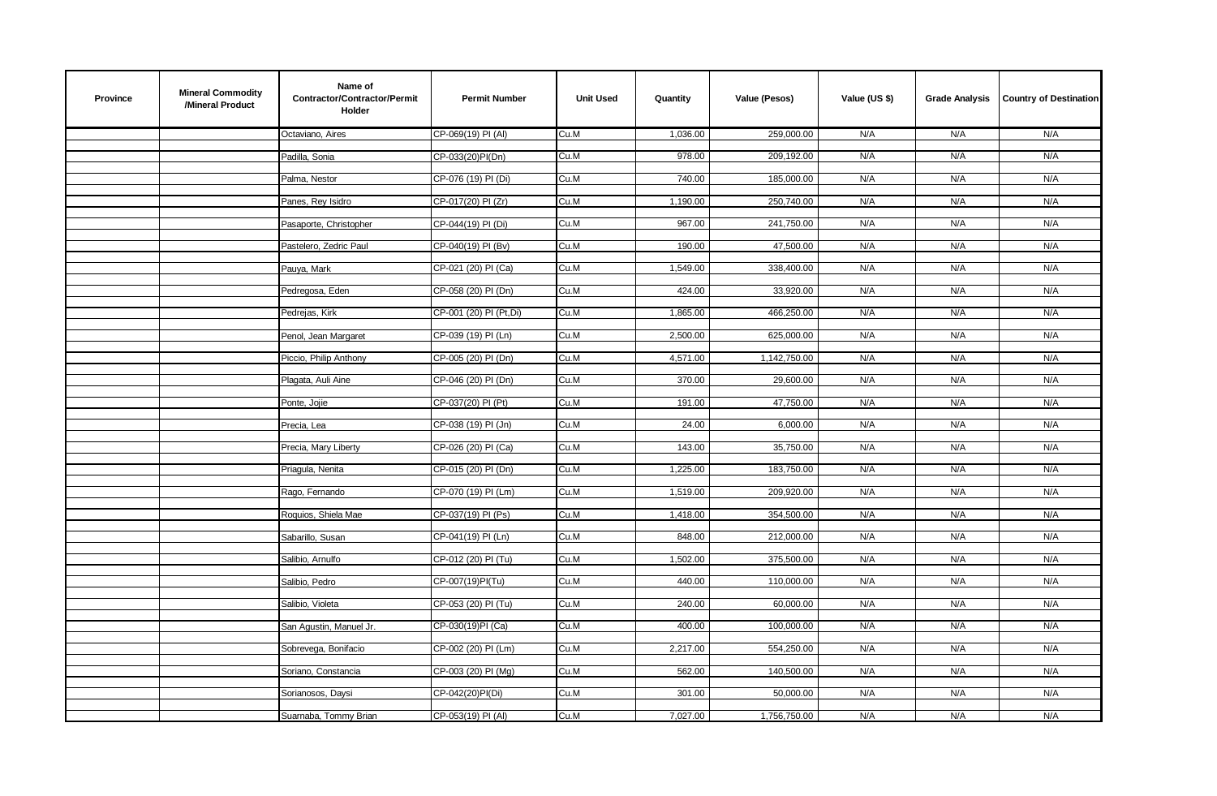| Province | Mineral Commodity /Mineral Product | Name of Contractor/Contractor/Permit Holder | Permit Number | Unit Used | Quantity | Value (Pesos) | Value (US $) | Grade Analysis | Country of Destination |
|---|---|---|---|---|---|---|---|---|---|
| | | Octaviano, Aires | CP-069(19) PI (Al) | Cu.M | 1,036.00 | 259,000.00 | N/A | N/A | N/A |
| | | Padilla, Sonia | CP-033(20)PI(Dn) | Cu.M | 978.00 | 209,192.00 | N/A | N/A | N/A |
| | | Palma, Nestor | CP-076 (19) PI (Di) | Cu.M | 740.00 | 185,000.00 | N/A | N/A | N/A |
| | | Panes, Rey Isidro | CP-017(20) PI (Zr) | Cu.M | 1,190.00 | 250,740.00 | N/A | N/A | N/A |
| | | Pasaporte, Christopher | CP-044(19) PI (Di) | Cu.M | 967.00 | 241,750.00 | N/A | N/A | N/A |
| | | Pastelero, Zedric Paul | CP-040(19) PI (Bv) | Cu.M | 190.00 | 47,500.00 | N/A | N/A | N/A |
| | | Pauya, Mark | CP-021 (20) PI (Ca) | Cu.M | 1,549.00 | 338,400.00 | N/A | N/A | N/A |
| | | Pedregosa, Eden | CP-058 (20) PI (Dn) | Cu.M | 424.00 | 33,920.00 | N/A | N/A | N/A |
| | | Pedrejas, Kirk | CP-001 (20) PI (Pt,Di) | Cu.M | 1,865.00 | 466,250.00 | N/A | N/A | N/A |
| | | Penol, Jean Margaret | CP-039 (19) PI (Ln) | Cu.M | 2,500.00 | 625,000.00 | N/A | N/A | N/A |
| | | Piccio, Philip Anthony | CP-005 (20) PI (Dn) | Cu.M | 4,571.00 | 1,142,750.00 | N/A | N/A | N/A |
| | | Plagata, Auli Aine | CP-046 (20) PI (Dn) | Cu.M | 370.00 | 29,600.00 | N/A | N/A | N/A |
| | | Ponte, Jojie | CP-037(20) PI (Pt) | Cu.M | 191.00 | 47,750.00 | N/A | N/A | N/A |
| | | Precia, Lea | CP-038 (19) PI (Jn) | Cu.M | 24.00 | 6,000.00 | N/A | N/A | N/A |
| | | Precia, Mary Liberty | CP-026 (20) PI (Ca) | Cu.M | 143.00 | 35,750.00 | N/A | N/A | N/A |
| | | Priagula, Nenita | CP-015 (20) PI (Dn) | Cu.M | 1,225.00 | 183,750.00 | N/A | N/A | N/A |
| | | Rago, Fernando | CP-070 (19) PI (Lm) | Cu.M | 1,519.00 | 209,920.00 | N/A | N/A | N/A |
| | | Roquios, Shiela Mae | CP-037(19) PI (Ps) | Cu.M | 1,418.00 | 354,500.00 | N/A | N/A | N/A |
| | | Sabarillo, Susan | CP-041(19) PI (Ln) | Cu.M | 848.00 | 212,000.00 | N/A | N/A | N/A |
| | | Salibio, Arnulfo | CP-012 (20) PI (Tu) | Cu.M | 1,502.00 | 375,500.00 | N/A | N/A | N/A |
| | | Salibio, Pedro | CP-007(19)PI(Tu) | Cu.M | 440.00 | 110,000.00 | N/A | N/A | N/A |
| | | Salibio, Violeta | CP-053 (20) PI (Tu) | Cu.M | 240.00 | 60,000.00 | N/A | N/A | N/A |
| | | San Agustin, Manuel Jr. | CP-030(19)PI (Ca) | Cu.M | 400.00 | 100,000.00 | N/A | N/A | N/A |
| | | Sobrevega, Bonifacio | CP-002 (20) PI (Lm) | Cu.M | 2,217.00 | 554,250.00 | N/A | N/A | N/A |
| | | Soriano, Constancia | CP-003 (20) PI (Mg) | Cu.M | 562.00 | 140,500.00 | N/A | N/A | N/A |
| | | Sorianosos, Daysi | CP-042(20)PI(Di) | Cu.M | 301.00 | 50,000.00 | N/A | N/A | N/A |
| | | Suarnaba, Tommy Brian | CP-053(19) PI (Al) | Cu.M | 7,027.00 | 1,756,750.00 | N/A | N/A | N/A |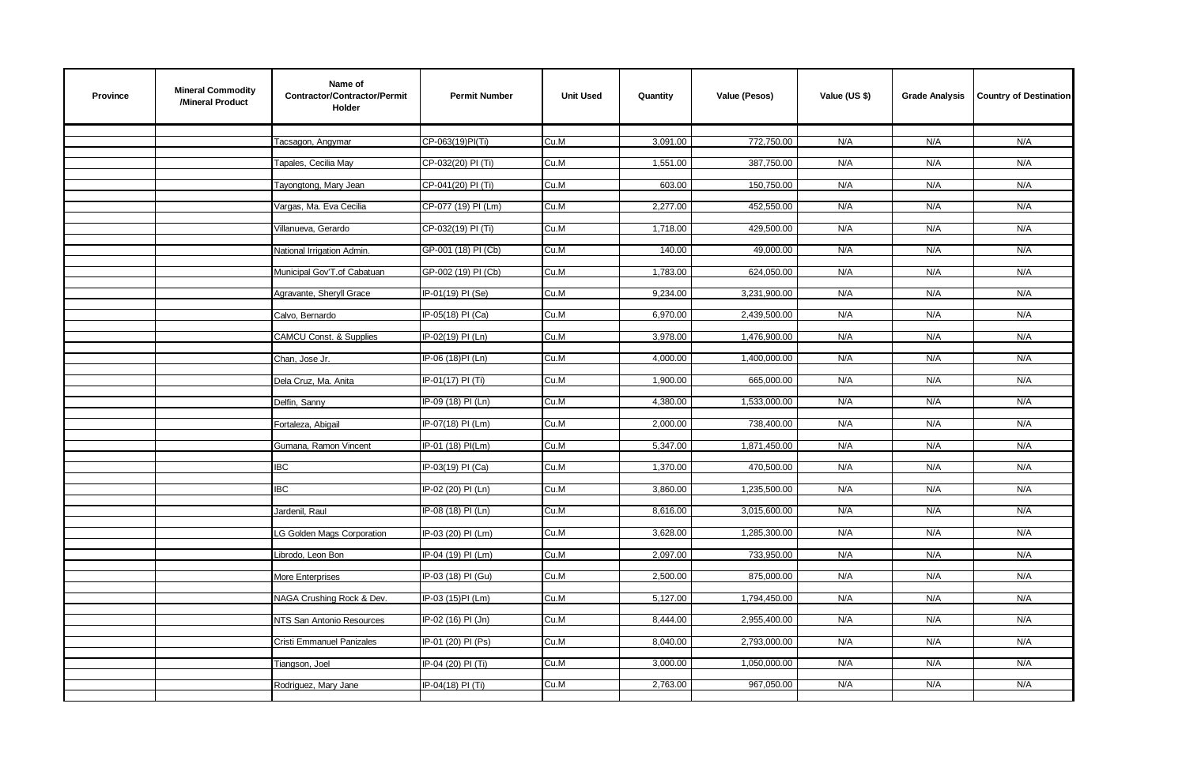| Province | Mineral Commodity /Mineral Product | Name of Contractor/Contractor/Permit Holder | Permit Number | Unit Used | Quantity | Value (Pesos) | Value (US $) | Grade Analysis | Country of Destination |
|---|---|---|---|---|---|---|---|---|---|
| | | Tacsagon, Angymar | CP-063(19)PI(Ti) | Cu.M | 3,091.00 | 772,750.00 | N/A | N/A | N/A |
| | | Tapales, Cecilia May | CP-032(20) PI (Ti) | Cu.M | 1,551.00 | 387,750.00 | N/A | N/A | N/A |
| | | Tayongtong, Mary Jean | CP-041(20) PI (Ti) | Cu.M | 603.00 | 150,750.00 | N/A | N/A | N/A |
| | | Vargas, Ma. Eva Cecilia | CP-077 (19) PI (Lm) | Cu.M | 2,277.00 | 452,550.00 | N/A | N/A | N/A |
| | | Villanueva, Gerardo | CP-032(19) PI (Ti) | Cu.M | 1,718.00 | 429,500.00 | N/A | N/A | N/A |
| | | National Irrigation Admin. | GP-001 (18) PI (Cb) | Cu.M | 140.00 | 49,000.00 | N/A | N/A | N/A |
| | | Municipal Gov'T.of Cabatuan | GP-002 (19) PI (Cb) | Cu.M | 1,783.00 | 624,050.00 | N/A | N/A | N/A |
| | | Agravante, Sheryll Grace | IP-01(19) PI (Se) | Cu.M | 9,234.00 | 3,231,900.00 | N/A | N/A | N/A |
| | | Calvo, Bernardo | IP-05(18) PI (Ca) | Cu.M | 6,970.00 | 2,439,500.00 | N/A | N/A | N/A |
| | | CAMCU Const. & Supplies | IP-02(19) PI (Ln) | Cu.M | 3,978.00 | 1,476,900.00 | N/A | N/A | N/A |
| | | Chan, Jose Jr. | IP-06 (18)PI (Ln) | Cu.M | 4,000.00 | 1,400,000.00 | N/A | N/A | N/A |
| | | Dela Cruz, Ma. Anita | IP-01(17) PI (Ti) | Cu.M | 1,900.00 | 665,000.00 | N/A | N/A | N/A |
| | | Delfin, Sanny | IP-09 (18) PI (Ln) | Cu.M | 4,380.00 | 1,533,000.00 | N/A | N/A | N/A |
| | | Fortaleza, Abigail | IP-07(18) PI (Lm) | Cu.M | 2,000.00 | 738,400.00 | N/A | N/A | N/A |
| | | Gumana, Ramon Vincent | IP-01 (18) PI(Lm) | Cu.M | 5,347.00 | 1,871,450.00 | N/A | N/A | N/A |
| | | IBC | IP-03(19) PI (Ca) | Cu.M | 1,370.00 | 470,500.00 | N/A | N/A | N/A |
| | | IBC | IP-02 (20) PI (Ln) | Cu.M | 3,860.00 | 1,235,500.00 | N/A | N/A | N/A |
| | | Jardenil, Raul | IP-08 (18) PI (Ln) | Cu.M | 8,616.00 | 3,015,600.00 | N/A | N/A | N/A |
| | | LG Golden Mags Corporation | IP-03 (20) PI (Lm) | Cu.M | 3,628.00 | 1,285,300.00 | N/A | N/A | N/A |
| | | Librodo, Leon Bon | IP-04 (19) PI (Lm) | Cu.M | 2,097.00 | 733,950.00 | N/A | N/A | N/A |
| | | More Enterprises | IP-03 (18) PI (Gu) | Cu.M | 2,500.00 | 875,000.00 | N/A | N/A | N/A |
| | | NAGA Crushing Rock & Dev. | IP-03 (15)PI (Lm) | Cu.M | 5,127.00 | 1,794,450.00 | N/A | N/A | N/A |
| | | NTS San Antonio Resources | IP-02 (16) PI (Jn) | Cu.M | 8,444.00 | 2,955,400.00 | N/A | N/A | N/A |
| | | Cristi Emmanuel Panizales | IP-01 (20) PI (Ps) | Cu.M | 8,040.00 | 2,793,000.00 | N/A | N/A | N/A |
| | | Tiangson, Joel | IP-04 (20) PI (Ti) | Cu.M | 3,000.00 | 1,050,000.00 | N/A | N/A | N/A |
| | | Rodriguez, Mary Jane | IP-04(18) PI (Ti) | Cu.M | 2,763.00 | 967,050.00 | N/A | N/A | N/A |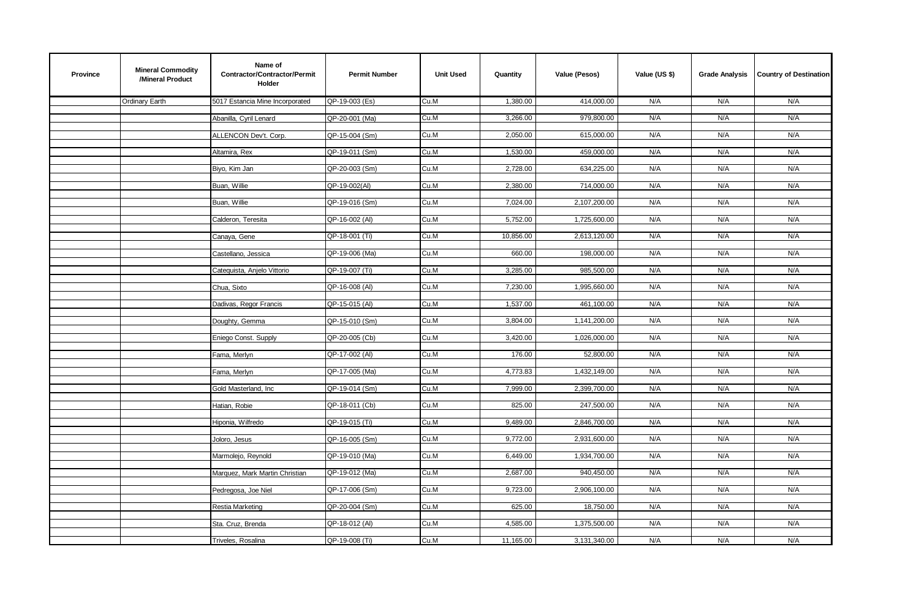| Province | Mineral Commodity /Mineral Product | Name of Contractor/Contractor/Permit Holder | Permit Number | Unit Used | Quantity | Value (Pesos) | Value (US $) | Grade Analysis | Country of Destination |
|---|---|---|---|---|---|---|---|---|---|
| | Ordinary Earth | 5017 Estancia Mine Incorporated | QP-19-003 (Es) | Cu.M | 1,380.00 | 414,000.00 | N/A | N/A | N/A |
| | | Abanilla, Cyril Lenard | QP-20-001 (Ma) | Cu.M | 3,266.00 | 979,800.00 | N/A | N/A | N/A |
| | | ALLENCON Dev't. Corp. | QP-15-004 (Sm) | Cu.M | 2,050.00 | 615,000.00 | N/A | N/A | N/A |
| | | Altamira, Rex | QP-19-011 (Sm) | Cu.M | 1,530.00 | 459,000.00 | N/A | N/A | N/A |
| | | Biyo, Kim Jan | QP-20-003 (Sm) | Cu.M | 2,728.00 | 634,225.00 | N/A | N/A | N/A |
| | | Buan, Willie | QP-19-002(Al) | Cu.M | 2,380.00 | 714,000.00 | N/A | N/A | N/A |
| | | Buan, Willie | QP-19-016 (Sm) | Cu.M | 7,024.00 | 2,107,200.00 | N/A | N/A | N/A |
| | | Calderon, Teresita | QP-16-002 (Al) | Cu.M | 5,752.00 | 1,725,600.00 | N/A | N/A | N/A |
| | | Canaya, Gene | QP-18-001 (Ti) | Cu.M | 10,856.00 | 2,613,120.00 | N/A | N/A | N/A |
| | | Castellano, Jessica | QP-19-006 (Ma) | Cu.M | 660.00 | 198,000.00 | N/A | N/A | N/A |
| | | Catequista, Anjelo Vittorio | QP-19-007 (Ti) | Cu.M | 3,285.00 | 985,500.00 | N/A | N/A | N/A |
| | | Chua, Sixto | QP-16-008 (Al) | Cu.M | 7,230.00 | 1,995,660.00 | N/A | N/A | N/A |
| | | Dadivas, Regor Francis | QP-15-015 (Al) | Cu.M | 1,537.00 | 461,100.00 | N/A | N/A | N/A |
| | | Doughty, Gemma | QP-15-010 (Sm) | Cu.M | 3,804.00 | 1,141,200.00 | N/A | N/A | N/A |
| | | Eniego Const. Supply | QP-20-005 (Cb) | Cu.M | 3,420.00 | 1,026,000.00 | N/A | N/A | N/A |
| | | Fama, Merlyn | QP-17-002 (Al) | Cu.M | 176.00 | 52,800.00 | N/A | N/A | N/A |
| | | Fama, Merlyn | QP-17-005 (Ma) | Cu.M | 4,773.83 | 1,432,149.00 | N/A | N/A | N/A |
| | | Gold Masterland, Inc | QP-19-014 (Sm) | Cu.M | 7,999.00 | 2,399,700.00 | N/A | N/A | N/A |
| | | Hatian, Robie | QP-18-011 (Cb) | Cu.M | 825.00 | 247,500.00 | N/A | N/A | N/A |
| | | Hiponia, Wilfredo | QP-19-015 (Ti) | Cu.M | 9,489.00 | 2,846,700.00 | N/A | N/A | N/A |
| | | Joloro, Jesus | QP-16-005 (Sm) | Cu.M | 9,772.00 | 2,931,600.00 | N/A | N/A | N/A |
| | | Marmolejo, Reynold | QP-19-010 (Ma) | Cu.M | 6,449.00 | 1,934,700.00 | N/A | N/A | N/A |
| | | Marquez, Mark Martin Christian | QP-19-012 (Ma) | Cu.M | 2,687.00 | 940,450.00 | N/A | N/A | N/A |
| | | Pedregosa, Joe Niel | QP-17-006 (Sm) | Cu.M | 9,723.00 | 2,906,100.00 | N/A | N/A | N/A |
| | | Restia Marketing | QP-20-004 (Sm) | Cu.M | 625.00 | 18,750.00 | N/A | N/A | N/A |
| | | Sta. Cruz, Brenda | QP-18-012 (Al) | Cu.M | 4,585.00 | 1,375,500.00 | N/A | N/A | N/A |
| | | Triveles, Rosalina | QP-19-008 (Ti) | Cu.M | 11,165.00 | 3,131,340.00 | N/A | N/A | N/A |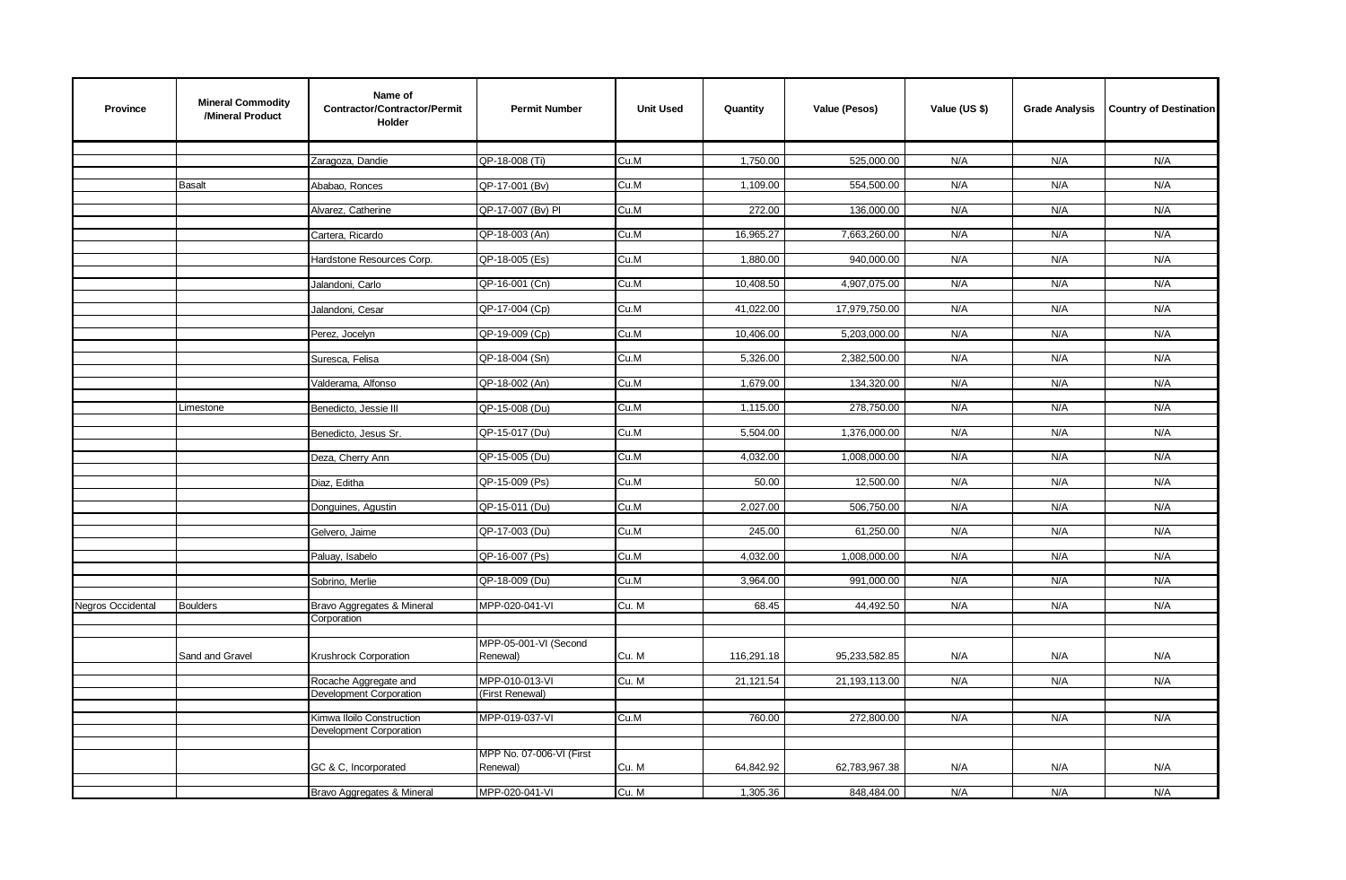| Province | Mineral Commodity /Mineral Product | Name of Contractor/Contractor/Permit Holder | Permit Number | Unit Used | Quantity | Value (Pesos) | Value (US $) | Grade Analysis | Country of Destination |
|---|---|---|---|---|---|---|---|---|---|
| | | Zaragoza, Dandie | QP-18-008 (Ti) | Cu.M | 1,750.00 | 525,000.00 | N/A | N/A | N/A |
| | Basalt | Ababao, Ronces | QP-17-001 (Bv) | Cu.M | 1,109.00 | 554,500.00 | N/A | N/A | N/A |
| | | Alvarez, Catherine | QP-17-007 (Bv) PI | Cu.M | 272.00 | 136,000.00 | N/A | N/A | N/A |
| | | Cartera, Ricardo | QP-18-003 (An) | Cu.M | 16,965.27 | 7,663,260.00 | N/A | N/A | N/A |
| | | Hardstone Resources Corp. | QP-18-005 (Es) | Cu.M | 1,880.00 | 940,000.00 | N/A | N/A | N/A |
| | | Jalandoni, Carlo | QP-16-001 (Cn) | Cu.M | 10,408.50 | 4,907,075.00 | N/A | N/A | N/A |
| | | Jalandoni, Cesar | QP-17-004 (Cp) | Cu.M | 41,022.00 | 17,979,750.00 | N/A | N/A | N/A |
| | | Perez, Jocelyn | QP-19-009 (Cp) | Cu.M | 10,406.00 | 5,203,000.00 | N/A | N/A | N/A |
| | | Suresca, Felisa | QP-18-004 (Sn) | Cu.M | 5,326.00 | 2,382,500.00 | N/A | N/A | N/A |
| | | Valderama, Alfonso | QP-18-002 (An) | Cu.M | 1,679.00 | 134,320.00 | N/A | N/A | N/A |
| | Limestone | Benedicto, Jessie III | QP-15-008 (Du) | Cu.M | 1,115.00 | 278,750.00 | N/A | N/A | N/A |
| | | Benedicto, Jesus Sr. | QP-15-017 (Du) | Cu.M | 5,504.00 | 1,376,000.00 | N/A | N/A | N/A |
| | | Deza, Cherry Ann | QP-15-005 (Du) | Cu.M | 4,032.00 | 1,008,000.00 | N/A | N/A | N/A |
| | | Diaz, Editha | QP-15-009 (Ps) | Cu.M | 50.00 | 12,500.00 | N/A | N/A | N/A |
| | | Donguines, Agustin | QP-15-011 (Du) | Cu.M | 2,027.00 | 506,750.00 | N/A | N/A | N/A |
| | | Gelvero, Jaime | QP-17-003 (Du) | Cu.M | 245.00 | 61,250.00 | N/A | N/A | N/A |
| | | Paluay, Isabelo | QP-16-007 (Ps) | Cu.M | 4,032.00 | 1,008,000.00 | N/A | N/A | N/A |
| | | Sobrino, Merlie | QP-18-009 (Du) | Cu.M | 3,964.00 | 991,000.00 | N/A | N/A | N/A |
| Negros Occidental | Boulders | Bravo Aggregates & Mineral Corporation | MPP-020-041-VI | Cu. M | 68.45 | 44,492.50 | N/A | N/A | N/A |
| | Sand and Gravel | Krushrock Corporation | MPP-05-001-VI (Second Renewal) | Cu. M | 116,291.18 | 95,233,582.85 | N/A | N/A | N/A |
| | | Rocache Aggregate and Development Corporation | MPP-010-013-VI (First Renewal) | Cu. M | 21,121.54 | 21,193,113.00 | N/A | N/A | N/A |
| | | Kimwa Iloilo Construction Development Corporation | MPP-019-037-VI | Cu.M | 760.00 | 272,800.00 | N/A | N/A | N/A |
| | | GC & C, Incorporated | MPP No. 07-006-VI (First Renewal) | Cu. M | 64,842.92 | 62,783,967.38 | N/A | N/A | N/A |
| | | Bravo Aggregates & Mineral | MPP-020-041-VI | Cu. M | 1,305.36 | 848,484.00 | N/A | N/A | N/A |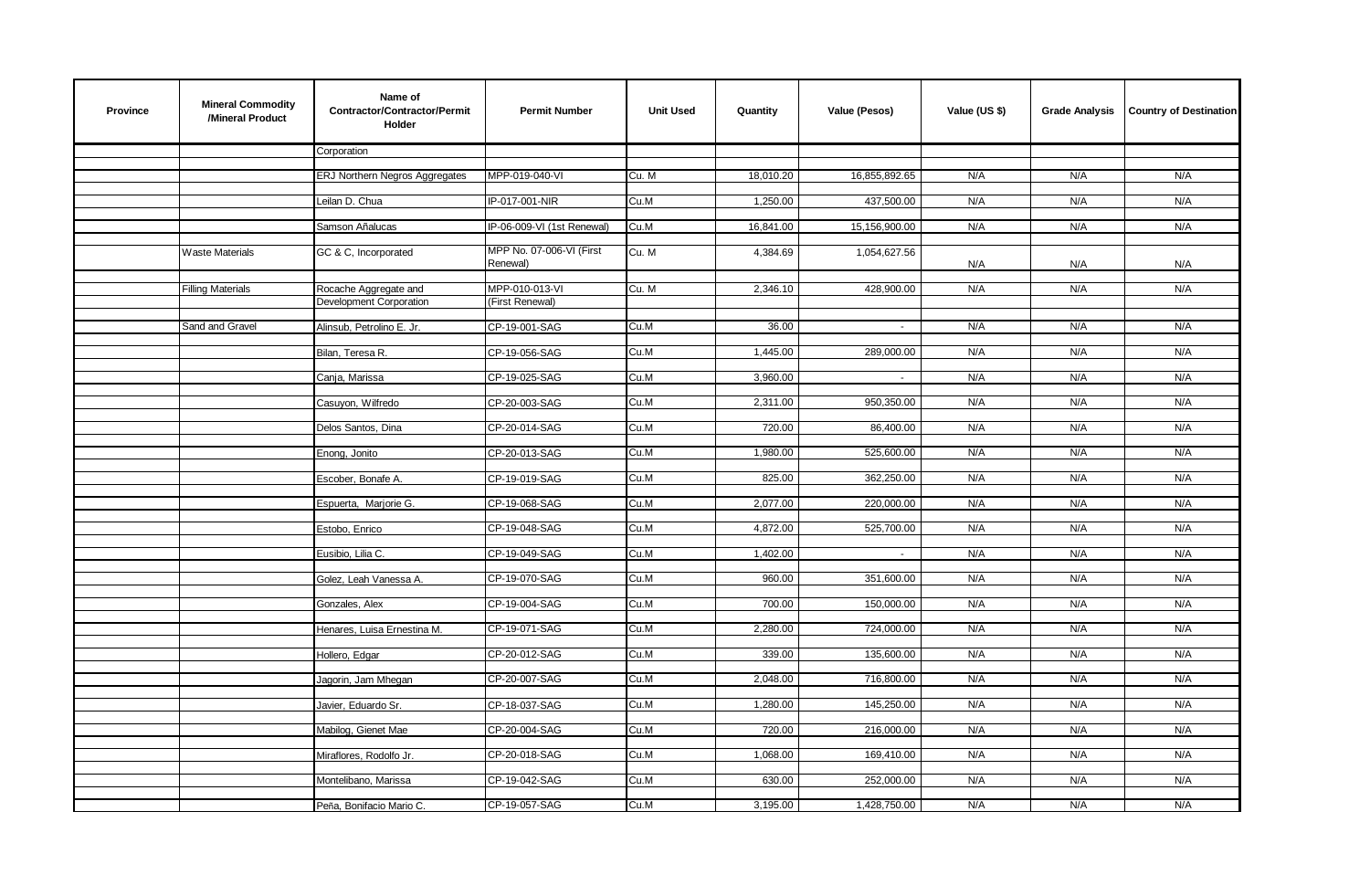| Province | Mineral Commodity /Mineral Product | Name of Contractor/Contractor/Permit Holder | Permit Number | Unit Used | Quantity | Value (Pesos) | Value (US $) | Grade Analysis | Country of Destination |
|---|---|---|---|---|---|---|---|---|---|
| | | Corporation | | | | | | | |
| | | ERJ Northern Negros Aggregates | MPP-019-040-VI | Cu. M | 18,010.20 | 16,855,892.65 | N/A | N/A | N/A |
| | | Leilan D. Chua | IP-017-001-NIR | Cu.M | 1,250.00 | 437,500.00 | N/A | N/A | N/A |
| | | Samson Añalucas | IP-06-009-VI (1st Renewal) | Cu.M | 16,841.00 | 15,156,900.00 | N/A | N/A | N/A |
| | Waste Materials | GC & C, Incorporated | MPP No. 07-006-VI (First Renewal) | Cu. M | 4,384.69 | 1,054,627.56 | N/A | N/A | N/A |
| | Filling Materials | Rocache Aggregate and Development Corporation | MPP-010-013-VI (First Renewal) | Cu. M | 2,346.10 | 428,900.00 | N/A | N/A | N/A |
| | Sand and Gravel | Alinsub, Petrolino E. Jr. | CP-19-001-SAG | Cu.M | 36.00 | - | N/A | N/A | N/A |
| | | Bilan, Teresa R. | CP-19-056-SAG | Cu.M | 1,445.00 | 289,000.00 | N/A | N/A | N/A |
| | | Canja, Marissa | CP-19-025-SAG | Cu.M | 3,960.00 | - | N/A | N/A | N/A |
| | | Casuyon, Wilfredo | CP-20-003-SAG | Cu.M | 2,311.00 | 950,350.00 | N/A | N/A | N/A |
| | | Delos Santos, Dina | CP-20-014-SAG | Cu.M | 720.00 | 86,400.00 | N/A | N/A | N/A |
| | | Enong, Jonito | CP-20-013-SAG | Cu.M | 1,980.00 | 525,600.00 | N/A | N/A | N/A |
| | | Escober, Bonafe A. | CP-19-019-SAG | Cu.M | 825.00 | 362,250.00 | N/A | N/A | N/A |
| | | Espuerta, Marjorie G. | CP-19-068-SAG | Cu.M | 2,077.00 | 220,000.00 | N/A | N/A | N/A |
| | | Estobo, Enrico | CP-19-048-SAG | Cu.M | 4,872.00 | 525,700.00 | N/A | N/A | N/A |
| | | Eusibio, Lilia C. | CP-19-049-SAG | Cu.M | 1,402.00 | - | N/A | N/A | N/A |
| | | Golez, Leah Vanessa A. | CP-19-070-SAG | Cu.M | 960.00 | 351,600.00 | N/A | N/A | N/A |
| | | Gonzales, Alex | CP-19-004-SAG | Cu.M | 700.00 | 150,000.00 | N/A | N/A | N/A |
| | | Henares, Luisa Ernestina M. | CP-19-071-SAG | Cu.M | 2,280.00 | 724,000.00 | N/A | N/A | N/A |
| | | Hollero, Edgar | CP-20-012-SAG | Cu.M | 339.00 | 135,600.00 | N/A | N/A | N/A |
| | | Jagorin, Jam Mhegan | CP-20-007-SAG | Cu.M | 2,048.00 | 716,800.00 | N/A | N/A | N/A |
| | | Javier, Eduardo Sr. | CP-18-037-SAG | Cu.M | 1,280.00 | 145,250.00 | N/A | N/A | N/A |
| | | Mabilog, Gienet Mae | CP-20-004-SAG | Cu.M | 720.00 | 216,000.00 | N/A | N/A | N/A |
| | | Miraflores, Rodolfo Jr. | CP-20-018-SAG | Cu.M | 1,068.00 | 169,410.00 | N/A | N/A | N/A |
| | | Montelibano, Marissa | CP-19-042-SAG | Cu.M | 630.00 | 252,000.00 | N/A | N/A | N/A |
| | | Peña, Bonifacio Mario C. | CP-19-057-SAG | Cu.M | 3,195.00 | 1,428,750.00 | N/A | N/A | N/A |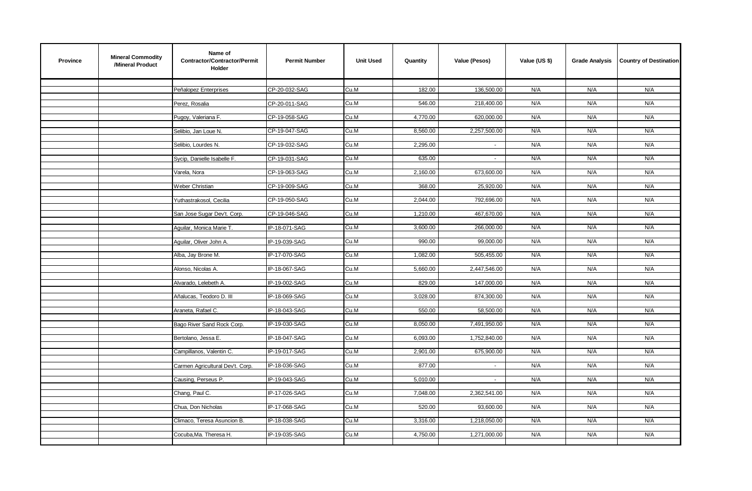| Province | Mineral Commodity /Mineral Product | Name of Contractor/Contractor/Permit Holder | Permit Number | Unit Used | Quantity | Value (Pesos) | Value (US $) | Grade Analysis | Country of Destination |
|---|---|---|---|---|---|---|---|---|---|
| | | Peñalopez Enterprises | CP-20-032-SAG | Cu.M | 182.00 | 136,500.00 | N/A | N/A | N/A |
| | | Perez, Rosalia | CP-20-011-SAG | Cu.M | 546.00 | 218,400.00 | N/A | N/A | N/A |
| | | Pugoy, Valeriana F. | CP-19-058-SAG | Cu.M | 4,770.00 | 620,000.00 | N/A | N/A | N/A |
| | | Selibio, Jan Loue N. | CP-19-047-SAG | Cu.M | 8,560.00 | 2,257,500.00 | N/A | N/A | N/A |
| | | Selibio, Lourdes N. | CP-19-032-SAG | Cu.M | 2,295.00 | - | N/A | N/A | N/A |
| | | Sycip, Danielle Isabelle F. | CP-19-031-SAG | Cu.M | 635.00 | - | N/A | N/A | N/A |
| | | Varela, Nora | CP-19-063-SAG | Cu.M | 2,160.00 | 673,600.00 | N/A | N/A | N/A |
| | | Weber Christian | CP-19-009-SAG | Cu.M | 368.00 | 25,920.00 | N/A | N/A | N/A |
| | | Yuthastrakosol, Cecilia | CP-19-050-SAG | Cu.M | 2,044.00 | 792,696.00 | N/A | N/A | N/A |
| | | San Jose Sugar Dev't. Corp. | CP-19-046-SAG | Cu.M | 1,210.00 | 467,670.00 | N/A | N/A | N/A |
| | | Aguilar, Monica Marie T. | IP-18-071-SAG | Cu.M | 3,600.00 | 266,000.00 | N/A | N/A | N/A |
| | | Aguilar, Oliver John A. | IP-19-039-SAG | Cu.M | 990.00 | 99,000.00 | N/A | N/A | N/A |
| | | Alba, Jay Brone M. | IP-17-070-SAG | Cu.M | 1,082.00 | 505,455.00 | N/A | N/A | N/A |
| | | Alonso, Nicolas A. | IP-18-067-SAG | Cu.M | 5,660.00 | 2,447,546.00 | N/A | N/A | N/A |
| | | Alvarado, Lelebeth A. | IP-19-002-SAG | Cu.M | 829.00 | 147,000.00 | N/A | N/A | N/A |
| | | Añalucas, Teodoro D. III | IP-18-069-SAG | Cu.M | 3,028.00 | 874,300.00 | N/A | N/A | N/A |
| | | Araneta, Rafael C. | IP-18-043-SAG | Cu.M | 550.00 | 58,500.00 | N/A | N/A | N/A |
| | | Bago River Sand Rock Corp. | IP-19-030-SAG | Cu.M | 8,050.00 | 7,491,950.00 | N/A | N/A | N/A |
| | | Bertolano, Jessa E. | IP-18-047-SAG | Cu.M | 6,093.00 | 1,752,840.00 | N/A | N/A | N/A |
| | | Campillanos, Valentin C. | IP-19-017-SAG | Cu.M | 2,901.00 | 675,900.00 | N/A | N/A | N/A |
| | | Carmen Agricultural Dev't. Corp. | IP-18-036-SAG | Cu.M | 877.00 | - | N/A | N/A | N/A |
| | | Causing, Perseus P. | IP-19-043-SAG | Cu.M | 5,010.00 | - | N/A | N/A | N/A |
| | | Chang, Paul C. | IP-17-026-SAG | Cu.M | 7,048.00 | 2,362,541.00 | N/A | N/A | N/A |
| | | Chua, Don Nicholas | IP-17-068-SAG | Cu.M | 520.00 | 93,600.00 | N/A | N/A | N/A |
| | | Climaco, Teresa Asuncion B. | IP-18-038-SAG | Cu.M | 3,316.00 | 1,218,050.00 | N/A | N/A | N/A |
| | | Cocuba,Ma. Theresa H. | IP-19-035-SAG | Cu.M | 4,750.00 | 1,271,000.00 | N/A | N/A | N/A |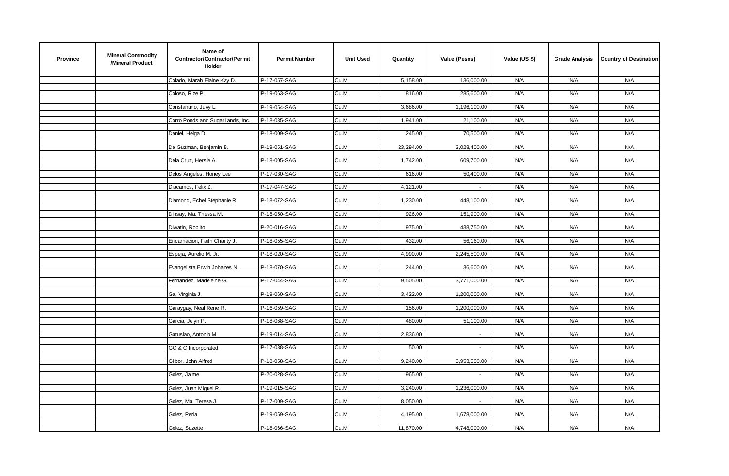| Province | Mineral Commodity /Mineral Product | Name of Contractor/Contractor/Permit Holder | Permit Number | Unit Used | Quantity | Value (Pesos) | Value (US $) | Grade Analysis | Country of Destination |
|---|---|---|---|---|---|---|---|---|---|
| | | Colado, Marah Elaine Kay D. | IP-17-057-SAG | Cu.M | 5,158.00 | 136,000.00 | N/A | N/A | N/A |
| | | Coloso, Rize P. | IP-19-063-SAG | Cu.M | 816.00 | 285,600.00 | N/A | N/A | N/A |
| | | Constantino, Juvy L. | IP-19-054-SAG | Cu.M | 3,686.00 | 1,196,100.00 | N/A | N/A | N/A |
| | | Corro Ponds and SugarLands, Inc. | IP-18-035-SAG | Cu.M | 1,941.00 | 21,100.00 | N/A | N/A | N/A |
| | | Daniel, Helga D. | IP-18-009-SAG | Cu.M | 245.00 | 70,500.00 | N/A | N/A | N/A |
| | | De Guzman, Benjamin B. | IP-19-051-SAG | Cu.M | 23,294.00 | 3,028,400.00 | N/A | N/A | N/A |
| | | Dela Cruz, Hersie A. | IP-18-005-SAG | Cu.M | 1,742.00 | 609,700.00 | N/A | N/A | N/A |
| | | Delos Angeles, Honey Lee | IP-17-030-SAG | Cu.M | 616.00 | 50,400.00 | N/A | N/A | N/A |
| | | Diacamos, Felix Z. | IP-17-047-SAG | Cu.M | 4,121.00 | - | N/A | N/A | N/A |
| | | Diamond, Echel Stephanie R. | IP-18-072-SAG | Cu.M | 1,230.00 | 448,100.00 | N/A | N/A | N/A |
| | | Dinsay, Ma. Thessa M. | IP-18-050-SAG | Cu.M | 926.00 | 151,900.00 | N/A | N/A | N/A |
| | | Diwatin, Roblito | IP-20-016-SAG | Cu.M | 975.00 | 438,750.00 | N/A | N/A | N/A |
| | | Encarnacion, Faith Charity J. | IP-18-055-SAG | Cu.M | 432.00 | 56,160.00 | N/A | N/A | N/A |
| | | Espeja, Aurelio M. Jr. | IP-18-020-SAG | Cu.M | 4,990.00 | 2,245,500.00 | N/A | N/A | N/A |
| | | Evangelista Erwin Johanes N. | IP-18-070-SAG | Cu.M | 244.00 | 36,600.00 | N/A | N/A | N/A |
| | | Fernandez, Madeleine G. | IP-17-044-SAG | Cu.M | 9,505.00 | 3,771,000.00 | N/A | N/A | N/A |
| | | Ga, Virginia J. | IP-19-060-SAG | Cu.M | 3,422.00 | 1,200,000.00 | N/A | N/A | N/A |
| | | Garaygay, Neal Rene R. | IP-16-059-SAG | Cu.M | 156.00 | 1,200,000.00 | N/A | N/A | N/A |
| | | Garcia, Jelyn P. | IP-18-068-SAG | Cu.M | 480.00 | 51,100.00 | N/A | N/A | N/A |
| | | Gatuslao, Antonio M. | IP-19-014-SAG | Cu.M | 2,836.00 | - | N/A | N/A | N/A |
| | | GC & C Incorporated | IP-17-038-SAG | Cu.M | 50.00 | - | N/A | N/A | N/A |
| | | Gilbor, John Alfred | IP-18-058-SAG | Cu.M | 9,240.00 | 3,953,500.00 | N/A | N/A | N/A |
| | | Golez, Jaime | IP-20-028-SAG | Cu.M | 965.00 | - | N/A | N/A | N/A |
| | | Golez, Juan Miguel R. | IP-19-015-SAG | Cu.M | 3,240.00 | 1,236,000.00 | N/A | N/A | N/A |
| | | Golez, Ma. Teresa J. | IP-17-009-SAG | Cu.M | 8,050.00 | - | N/A | N/A | N/A |
| | | Golez, Perla | IP-19-059-SAG | Cu.M | 4,195.00 | 1,678,000.00 | N/A | N/A | N/A |
| | | Golez, Suzette | IP-18-066-SAG | Cu.M | 11,870.00 | 4,748,000.00 | N/A | N/A | N/A |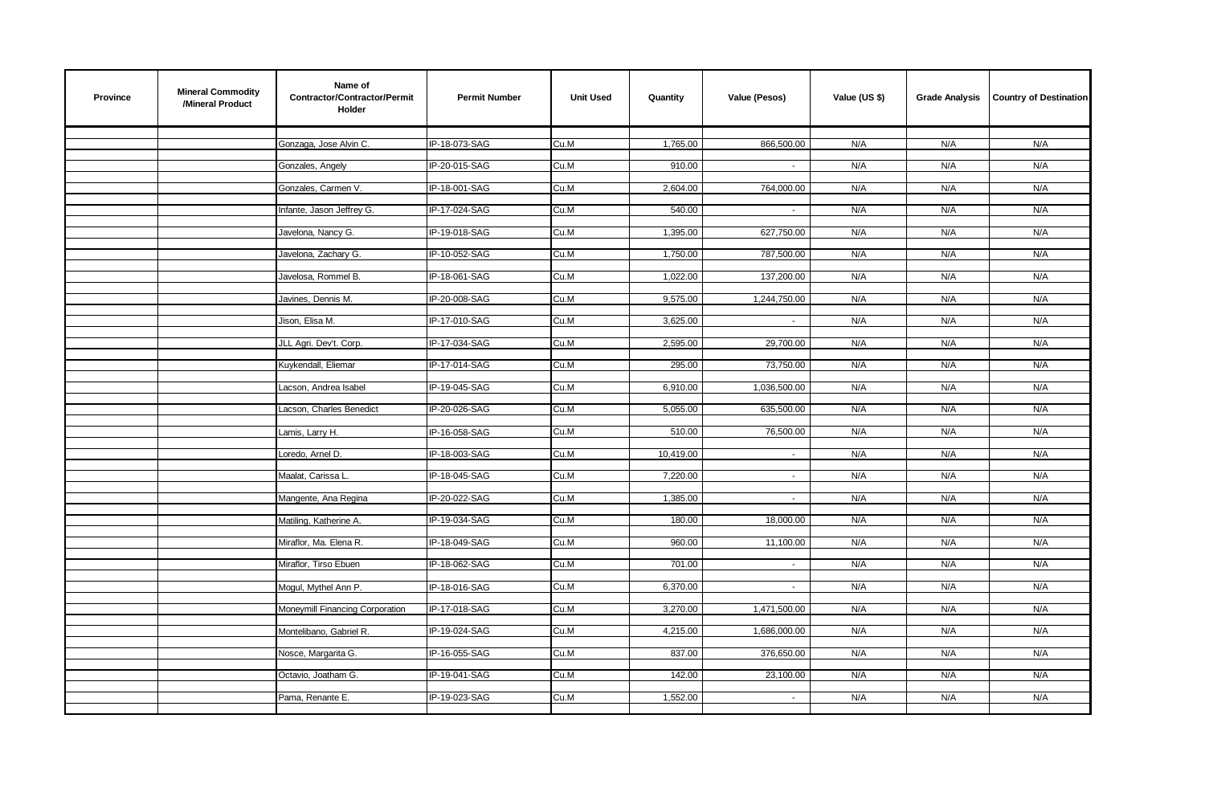| Province | Mineral Commodity /Mineral Product | Name of Contractor/Contractor/Permit Holder | Permit Number | Unit Used | Quantity | Value (Pesos) | Value (US $) | Grade Analysis | Country of Destination |
|---|---|---|---|---|---|---|---|---|---|
| | | Gonzaga, Jose Alvin C. | IP-18-073-SAG | Cu.M | 1,765.00 | 866,500.00 | N/A | N/A | N/A |
| | | Gonzales, Angely | IP-20-015-SAG | Cu.M | 910.00 | - | N/A | N/A | N/A |
| | | Gonzales, Carmen V. | IP-18-001-SAG | Cu.M | 2,604.00 | 764,000.00 | N/A | N/A | N/A |
| | | Infante, Jason Jeffrey G. | IP-17-024-SAG | Cu.M | 540.00 | - | N/A | N/A | N/A |
| | | Javelona, Nancy G. | IP-19-018-SAG | Cu.M | 1,395.00 | 627,750.00 | N/A | N/A | N/A |
| | | Javelona, Zachary G. | IP-10-052-SAG | Cu.M | 1,750.00 | 787,500.00 | N/A | N/A | N/A |
| | | Javelosa, Rommel B. | IP-18-061-SAG | Cu.M | 1,022.00 | 137,200.00 | N/A | N/A | N/A |
| | | Javines, Dennis M. | IP-20-008-SAG | Cu.M | 9,575.00 | 1,244,750.00 | N/A | N/A | N/A |
| | | Jison, Elisa M. | IP-17-010-SAG | Cu.M | 3,625.00 | - | N/A | N/A | N/A |
| | | JLL Agri. Dev't. Corp. | IP-17-034-SAG | Cu.M | 2,595.00 | 29,700.00 | N/A | N/A | N/A |
| | | Kuykendall, Eliemar | IP-17-014-SAG | Cu.M | 295.00 | 73,750.00 | N/A | N/A | N/A |
| | | Lacson, Andrea Isabel | IP-19-045-SAG | Cu.M | 6,910.00 | 1,036,500.00 | N/A | N/A | N/A |
| | | Lacson, Charles Benedict | IP-20-026-SAG | Cu.M | 5,055.00 | 635,500.00 | N/A | N/A | N/A |
| | | Lamis, Larry H. | IP-16-058-SAG | Cu.M | 510.00 | 76,500.00 | N/A | N/A | N/A |
| | | Loredo, Arnel D. | IP-18-003-SAG | Cu.M | 10,419.00 | - | N/A | N/A | N/A |
| | | Maalat, Carissa L. | IP-18-045-SAG | Cu.M | 7,220.00 | - | N/A | N/A | N/A |
| | | Mangente, Ana Regina | IP-20-022-SAG | Cu.M | 1,385.00 | - | N/A | N/A | N/A |
| | | Matiling, Katherine A. | IP-19-034-SAG | Cu.M | 180.00 | 18,000.00 | N/A | N/A | N/A |
| | | Miraflor, Ma. Elena R. | IP-18-049-SAG | Cu.M | 960.00 | 11,100.00 | N/A | N/A | N/A |
| | | Miraflor, Tirso Ebuen | IP-18-062-SAG | Cu.M | 701.00 | - | N/A | N/A | N/A |
| | | Mogul, Mythel Ann P. | IP-18-016-SAG | Cu.M | 6,370.00 | - | N/A | N/A | N/A |
| | | Moneymill Financing Corporation | IP-17-018-SAG | Cu.M | 3,270.00 | 1,471,500.00 | N/A | N/A | N/A |
| | | Montelibano, Gabriel R. | IP-19-024-SAG | Cu.M | 4,215.00 | 1,686,000.00 | N/A | N/A | N/A |
| | | Nosce, Margarita G. | IP-16-055-SAG | Cu.M | 837.00 | 376,650.00 | N/A | N/A | N/A |
| | | Octavio, Joatham G. | IP-19-041-SAG | Cu.M | 142.00 | 23,100.00 | N/A | N/A | N/A |
| | | Pama, Renante E. | IP-19-023-SAG | Cu.M | 1,552.00 | - | N/A | N/A | N/A |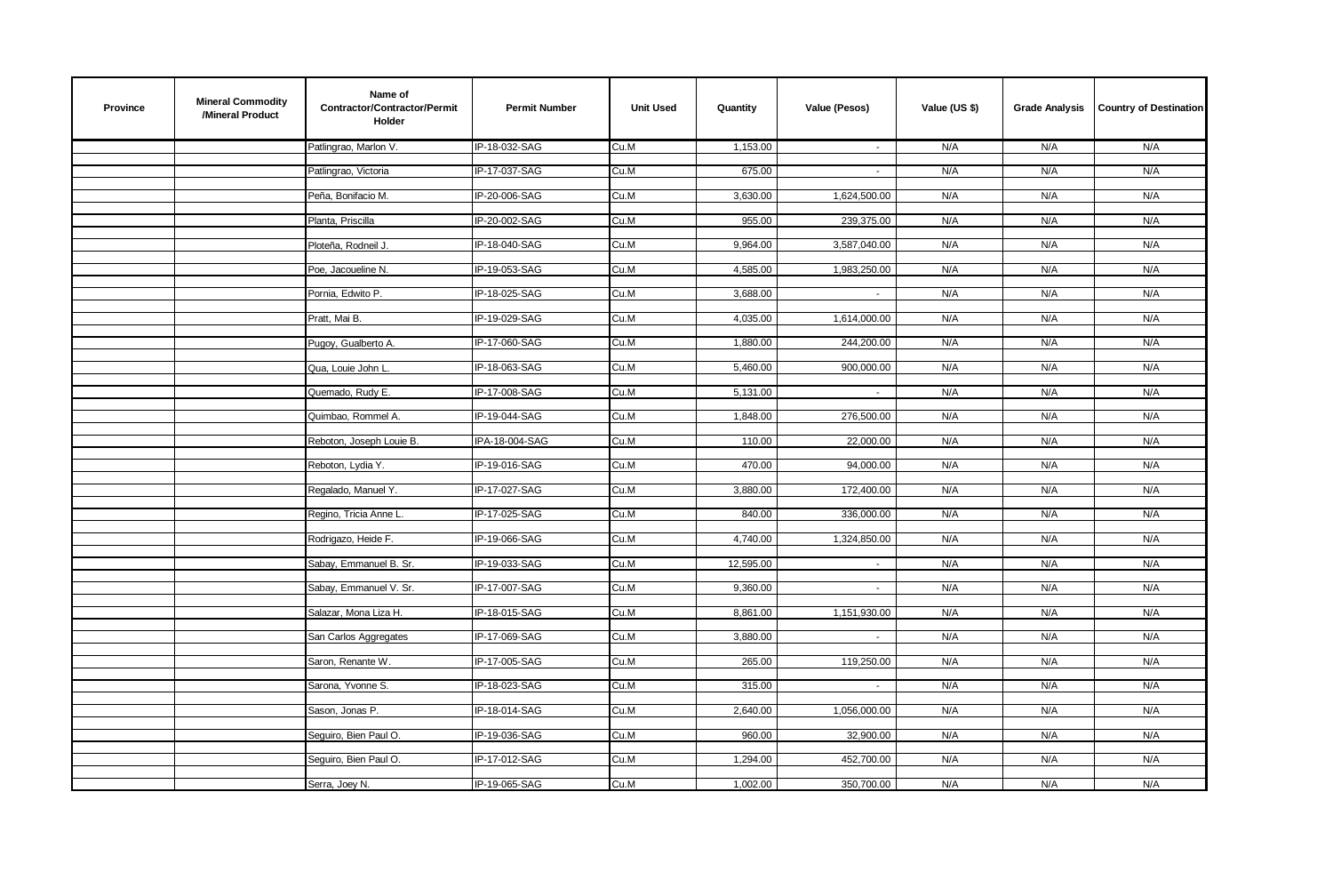| Province | Mineral Commodity /Mineral Product | Name of Contractor/Contractor/Permit Holder | Permit Number | Unit Used | Quantity | Value (Pesos) | Value (US $) | Grade Analysis | Country of Destination |
|---|---|---|---|---|---|---|---|---|---|
| | | Patlingrao, Marlon V. | IP-18-032-SAG | Cu.M | 1,153.00 | - | N/A | N/A | N/A |
| | | Patlingrao, Victoria | IP-17-037-SAG | Cu.M | 675.00 | - | N/A | N/A | N/A |
| | | Peña, Bonifacio M. | IP-20-006-SAG | Cu.M | 3,630.00 | 1,624,500.00 | N/A | N/A | N/A |
| | | Planta, Priscilla | IP-20-002-SAG | Cu.M | 955.00 | 239,375.00 | N/A | N/A | N/A |
| | | Ploteña, Rodneil J. | IP-18-040-SAG | Cu.M | 9,964.00 | 3,587,040.00 | N/A | N/A | N/A |
| | | Poe, Jacoueline N. | IP-19-053-SAG | Cu.M | 4,585.00 | 1,983,250.00 | N/A | N/A | N/A |
| | | Pornia, Edwito P. | IP-18-025-SAG | Cu.M | 3,688.00 | - | N/A | N/A | N/A |
| | | Pratt, Mai B. | IP-19-029-SAG | Cu.M | 4,035.00 | 1,614,000.00 | N/A | N/A | N/A |
| | | Pugoy, Gualberto A. | IP-17-060-SAG | Cu.M | 1,880.00 | 244,200.00 | N/A | N/A | N/A |
| | | Qua, Louie John L. | IP-18-063-SAG | Cu.M | 5,460.00 | 900,000.00 | N/A | N/A | N/A |
| | | Quemado, Rudy E. | IP-17-008-SAG | Cu.M | 5,131.00 | - | N/A | N/A | N/A |
| | | Quimbao, Rommel A. | IP-19-044-SAG | Cu.M | 1,848.00 | 276,500.00 | N/A | N/A | N/A |
| | | Reboton, Joseph Louie B. | IPA-18-004-SAG | Cu.M | 110.00 | 22,000.00 | N/A | N/A | N/A |
| | | Reboton, Lydia Y. | IP-19-016-SAG | Cu.M | 470.00 | 94,000.00 | N/A | N/A | N/A |
| | | Regalado, Manuel Y. | IP-17-027-SAG | Cu.M | 3,880.00 | 172,400.00 | N/A | N/A | N/A |
| | | Regino, Tricia Anne L. | IP-17-025-SAG | Cu.M | 840.00 | 336,000.00 | N/A | N/A | N/A |
| | | Rodrigazo, Heide F. | IP-19-066-SAG | Cu.M | 4,740.00 | 1,324,850.00 | N/A | N/A | N/A |
| | | Sabay, Emmanuel B. Sr. | IP-19-033-SAG | Cu.M | 12,595.00 | - | N/A | N/A | N/A |
| | | Sabay, Emmanuel V. Sr. | IP-17-007-SAG | Cu.M | 9,360.00 | - | N/A | N/A | N/A |
| | | Salazar, Mona Liza H. | IP-18-015-SAG | Cu.M | 8,861.00 | 1,151,930.00 | N/A | N/A | N/A |
| | | San Carlos Aggregates | IP-17-069-SAG | Cu.M | 3,880.00 | - | N/A | N/A | N/A |
| | | Saron, Renante W. | IP-17-005-SAG | Cu.M | 265.00 | 119,250.00 | N/A | N/A | N/A |
| | | Sarona, Yvonne S. | IP-18-023-SAG | Cu.M | 315.00 | - | N/A | N/A | N/A |
| | | Sason, Jonas P. | IP-18-014-SAG | Cu.M | 2,640.00 | 1,056,000.00 | N/A | N/A | N/A |
| | | Seguiro, Bien Paul O. | IP-19-036-SAG | Cu.M | 960.00 | 32,900.00 | N/A | N/A | N/A |
| | | Seguiro, Bien Paul O. | IP-17-012-SAG | Cu.M | 1,294.00 | 452,700.00 | N/A | N/A | N/A |
| | | Serra, Joey N. | IP-19-065-SAG | Cu.M | 1,002.00 | 350,700.00 | N/A | N/A | N/A |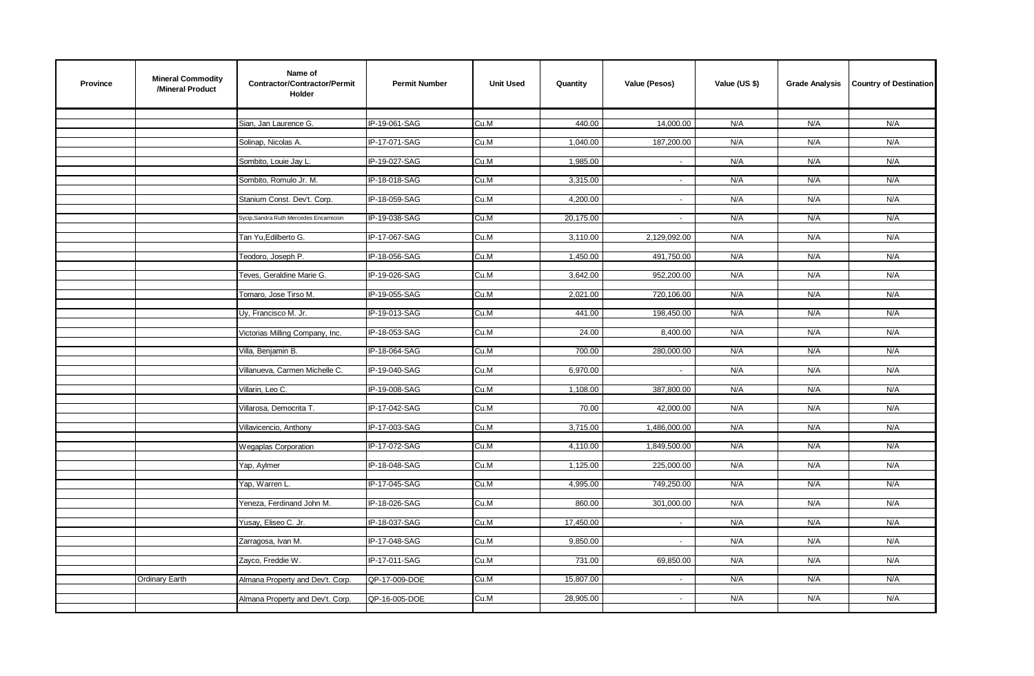| Province | Mineral Commodity /Mineral Product | Name of Contractor/Contractor/Permit Holder | Permit Number | Unit Used | Quantity | Value (Pesos) | Value (US $) | Grade Analysis | Country of Destination |
|---|---|---|---|---|---|---|---|---|---|
| | | Sian, Jan Laurence G. | IP-19-061-SAG | Cu.M | 440.00 | 14,000.00 | N/A | N/A | N/A |
| | | Solinap, Nicolas A. | IP-17-071-SAG | Cu.M | 1,040.00 | 187,200.00 | N/A | N/A | N/A |
| | | Sombito, Louie Jay L. | IP-19-027-SAG | Cu.M | 1,985.00 | - | N/A | N/A | N/A |
| | | Sombito, Romulo Jr. M. | IP-18-018-SAG | Cu.M | 3,315.00 | - | N/A | N/A | N/A |
| | | Stanium Const. Dev't. Corp. | IP-18-059-SAG | Cu.M | 4,200.00 | - | N/A | N/A | N/A |
| | | Sycip,Sandra Ruth Mercedes Encarnicion | IP-19-038-SAG | Cu.M | 20,175.00 | - | N/A | N/A | N/A |
| | | Tan Yu,Edilberto G. | IP-17-067-SAG | Cu.M | 3,110.00 | 2,129,092.00 | N/A | N/A | N/A |
| | | Teodoro, Joseph P. | IP-18-056-SAG | Cu.M | 1,450.00 | 491,750.00 | N/A | N/A | N/A |
| | | Teves, Geraldine Marie G. | IP-19-026-SAG | Cu.M | 3,642.00 | 952,200.00 | N/A | N/A | N/A |
| | | Tomaro, Jose Tirso M. | IP-19-055-SAG | Cu.M | 2,021.00 | 720,106.00 | N/A | N/A | N/A |
| | | Uy, Francisco M. Jr. | IP-19-013-SAG | Cu.M | 441.00 | 198,450.00 | N/A | N/A | N/A |
| | | Victorias Milling Company, Inc. | IP-18-053-SAG | Cu.M | 24.00 | 8,400.00 | N/A | N/A | N/A |
| | | Villa, Benjamin B. | IP-18-064-SAG | Cu.M | 700.00 | 280,000.00 | N/A | N/A | N/A |
| | | Villanueva, Carmen Michelle C. | IP-19-040-SAG | Cu.M | 6,970.00 | - | N/A | N/A | N/A |
| | | Villarin, Leo C. | IP-19-008-SAG | Cu.M | 1,108.00 | 387,800.00 | N/A | N/A | N/A |
| | | Villarosa, Democrita T. | IP-17-042-SAG | Cu.M | 70.00 | 42,000.00 | N/A | N/A | N/A |
| | | Villavicencio, Anthony | IP-17-003-SAG | Cu.M | 3,715.00 | 1,486,000.00 | N/A | N/A | N/A |
| | | Wegaplas Corporation | IP-17-072-SAG | Cu.M | 4,110.00 | 1,849,500.00 | N/A | N/A | N/A |
| | | Yap, Aylmer | IP-18-048-SAG | Cu.M | 1,125.00 | 225,000.00 | N/A | N/A | N/A |
| | | Yap, Warren L. | IP-17-045-SAG | Cu.M | 4,995.00 | 749,250.00 | N/A | N/A | N/A |
| | | Yeneza, Ferdinand John M. | IP-18-026-SAG | Cu.M | 860.00 | 301,000.00 | N/A | N/A | N/A |
| | | Yusay, Eliseo C. Jr. | IP-18-037-SAG | Cu.M | 17,450.00 | - | N/A | N/A | N/A |
| | | Zarragosa, Ivan M. | IP-17-048-SAG | Cu.M | 9,850.00 | - | N/A | N/A | N/A |
| | | Zayco, Freddie W. | IP-17-011-SAG | Cu.M | 731.00 | 69,850.00 | N/A | N/A | N/A |
| | Ordinary Earth | Almana Property and Dev't. Corp. | QP-17-009-DOE | Cu.M | 15,807.00 | - | N/A | N/A | N/A |
| | | Almana Property and Dev't. Corp. | QP-16-005-DOE | Cu.M | 28,905.00 | - | N/A | N/A | N/A |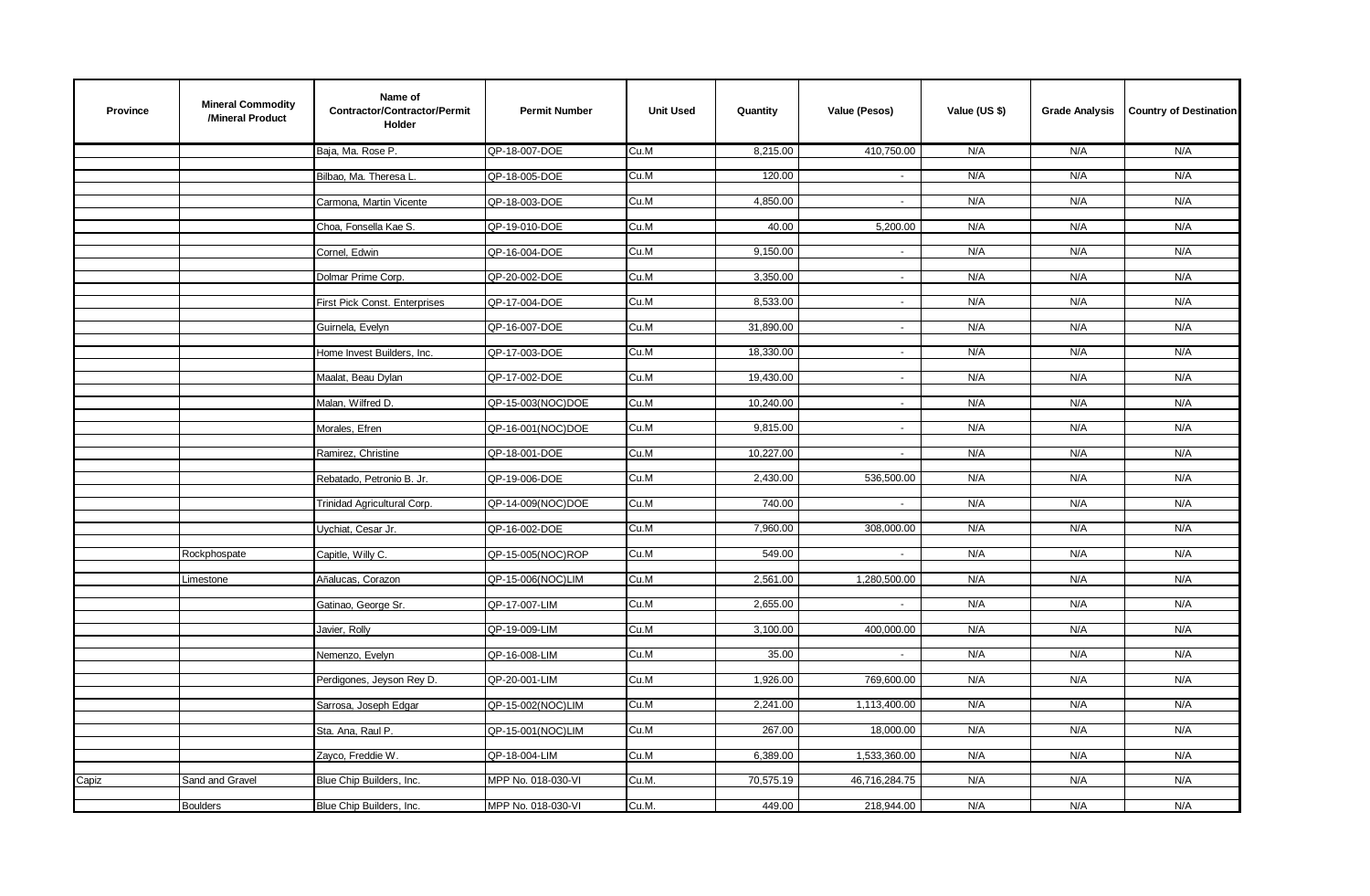| Province | Mineral Commodity /Mineral Product | Name of Contractor/Contractor/Permit Holder | Permit Number | Unit Used | Quantity | Value (Pesos) | Value (US $) | Grade Analysis | Country of Destination |
|---|---|---|---|---|---|---|---|---|---|
| | | Baja, Ma. Rose P. | QP-18-007-DOE | Cu.M | 8,215.00 | 410,750.00 | N/A | N/A | N/A |
| | | Bilbao, Ma. Theresa L. | QP-18-005-DOE | Cu.M | 120.00 | - | N/A | N/A | N/A |
| | | Carmona, Martin Vicente | QP-18-003-DOE | Cu.M | 4,850.00 | - | N/A | N/A | N/A |
| | | Choa, Fonsella Kae S. | QP-19-010-DOE | Cu.M | 40.00 | 5,200.00 | N/A | N/A | N/A |
| | | Cornel, Edwin | QP-16-004-DOE | Cu.M | 9,150.00 | - | N/A | N/A | N/A |
| | | Dolmar Prime Corp. | QP-20-002-DOE | Cu.M | 3,350.00 | - | N/A | N/A | N/A |
| | | First Pick Const. Enterprises | QP-17-004-DOE | Cu.M | 8,533.00 | - | N/A | N/A | N/A |
| | | Guirnela, Evelyn | QP-16-007-DOE | Cu.M | 31,890.00 | - | N/A | N/A | N/A |
| | | Home Invest Builders, Inc. | QP-17-003-DOE | Cu.M | 18,330.00 | - | N/A | N/A | N/A |
| | | Maalat, Beau Dylan | QP-17-002-DOE | Cu.M | 19,430.00 | - | N/A | N/A | N/A |
| | | Malan, Wilfred D. | QP-15-003(NOC)DOE | Cu.M | 10,240.00 | - | N/A | N/A | N/A |
| | | Morales, Efren | QP-16-001(NOC)DOE | Cu.M | 9,815.00 | - | N/A | N/A | N/A |
| | | Ramirez, Christine | QP-18-001-DOE | Cu.M | 10,227.00 | - | N/A | N/A | N/A |
| | | Rebatado, Petronio B. Jr. | QP-19-006-DOE | Cu.M | 2,430.00 | 536,500.00 | N/A | N/A | N/A |
| | | Trinidad Agricultural Corp. | QP-14-009(NOC)DOE | Cu.M | 740.00 | - | N/A | N/A | N/A |
| | | Uychiat, Cesar Jr. | QP-16-002-DOE | Cu.M | 7,960.00 | 308,000.00 | N/A | N/A | N/A |
| | Rockphospate | Capitle, Willy C. | QP-15-005(NOC)ROP | Cu.M | 549.00 | - | N/A | N/A | N/A |
| | Limestone | Añalucas, Corazon | QP-15-006(NOC)LIM | Cu.M | 2,561.00 | 1,280,500.00 | N/A | N/A | N/A |
| | | Gatinao, George Sr. | QP-17-007-LIM | Cu.M | 2,655.00 | - | N/A | N/A | N/A |
| | | Javier, Rolly | QP-19-009-LIM | Cu.M | 3,100.00 | 400,000.00 | N/A | N/A | N/A |
| | | Nemenzo, Evelyn | QP-16-008-LIM | Cu.M | 35.00 | - | N/A | N/A | N/A |
| | | Perdigones, Jeyson Rey D. | QP-20-001-LIM | Cu.M | 1,926.00 | 769,600.00 | N/A | N/A | N/A |
| | | Sarrosa, Joseph Edgar | QP-15-002(NOC)LIM | Cu.M | 2,241.00 | 1,113,400.00 | N/A | N/A | N/A |
| | | Sta. Ana, Raul P. | QP-15-001(NOC)LIM | Cu.M | 267.00 | 18,000.00 | N/A | N/A | N/A |
| | | Zayco, Freddie W. | QP-18-004-LIM | Cu.M | 6,389.00 | 1,533,360.00 | N/A | N/A | N/A |
| Capiz | Sand and Gravel | Blue Chip Builders, Inc. | MPP No. 018-030-VI | Cu.M. | 70,575.19 | 46,716,284.75 | N/A | N/A | N/A |
| | Boulders | Blue Chip Builders, Inc. | MPP No. 018-030-VI | Cu.M. | 449.00 | 218,944.00 | N/A | N/A | N/A |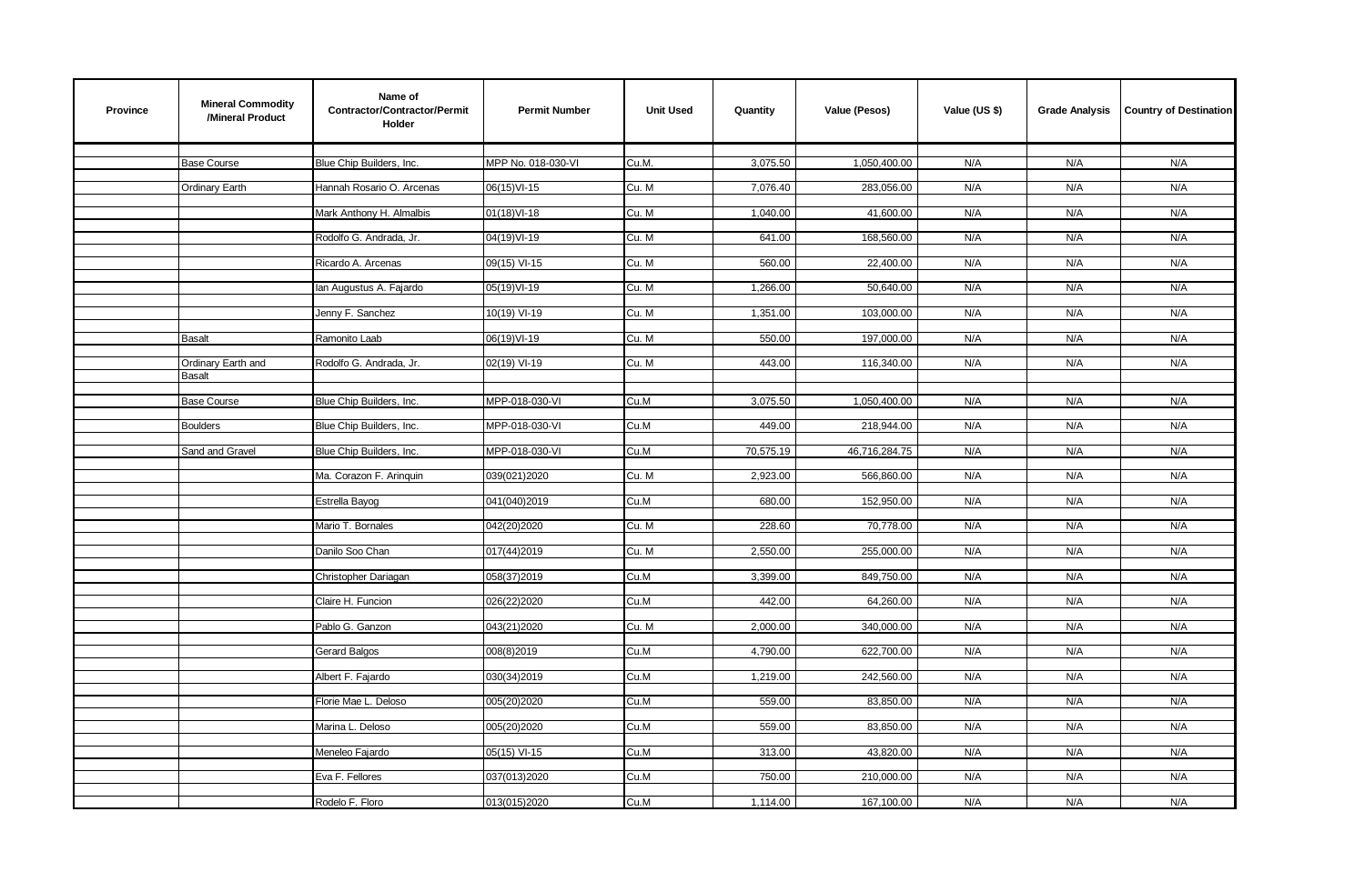| Province | Mineral Commodity /Mineral Product | Name of Contractor/Contractor/Permit Holder | Permit Number | Unit Used | Quantity | Value (Pesos) | Value (US $) | Grade Analysis | Country of Destination |
|---|---|---|---|---|---|---|---|---|---|
| | Base Course | Blue Chip Builders, Inc. | MPP No. 018-030-VI | Cu.M. | 3,075.50 | 1,050,400.00 | N/A | N/A | N/A |
| | Ordinary Earth | Hannah Rosario O. Arcenas | 06(15)VI-15 | Cu. M | 7,076.40 | 283,056.00 | N/A | N/A | N/A |
| | | Mark Anthony H. Almalbis | 01(18)VI-18 | Cu. M | 1,040.00 | 41,600.00 | N/A | N/A | N/A |
| | | Rodolfo G. Andrada, Jr. | 04(19)VI-19 | Cu. M | 641.00 | 168,560.00 | N/A | N/A | N/A |
| | | Ricardo A. Arcenas | 09(15) VI-15 | Cu. M | 560.00 | 22,400.00 | N/A | N/A | N/A |
| | | Ian Augustus A. Fajardo | 05(19)VI-19 | Cu. M | 1,266.00 | 50,640.00 | N/A | N/A | N/A |
| | | Jenny F. Sanchez | 10(19) VI-19 | Cu. M | 1,351.00 | 103,000.00 | N/A | N/A | N/A |
| | Basalt | Ramonito Laab | 06(19)VI-19 | Cu. M | 550.00 | 197,000.00 | N/A | N/A | N/A |
| | Ordinary Earth and Basalt | Rodolfo G. Andrada, Jr. | 02(19) VI-19 | Cu. M | 443.00 | 116,340.00 | N/A | N/A | N/A |
| | Base Course | Blue Chip Builders, Inc. | MPP-018-030-VI | Cu.M | 3,075.50 | 1,050,400.00 | N/A | N/A | N/A |
| | Boulders | Blue Chip Builders, Inc. | MPP-018-030-VI | Cu.M | 449.00 | 218,944.00 | N/A | N/A | N/A |
| | Sand and Gravel | Blue Chip Builders, Inc. | MPP-018-030-VI | Cu.M | 70,575.19 | 46,716,284.75 | N/A | N/A | N/A |
| | | Ma. Corazon F. Arinquin | 039(021)2020 | Cu. M | 2,923.00 | 566,860.00 | N/A | N/A | N/A |
| | | Estrella Bayog | 041(040)2019 | Cu.M | 680.00 | 152,950.00 | N/A | N/A | N/A |
| | | Mario T. Bornales | 042(20)2020 | Cu. M | 228.60 | 70,778.00 | N/A | N/A | N/A |
| | | Danilo Soo Chan | 017(44)2019 | Cu. M | 2,550.00 | 255,000.00 | N/A | N/A | N/A |
| | | Christopher Dariagan | 058(37)2019 | Cu.M | 3,399.00 | 849,750.00 | N/A | N/A | N/A |
| | | Claire H. Funcion | 026(22)2020 | Cu.M | 442.00 | 64,260.00 | N/A | N/A | N/A |
| | | Pablo G. Ganzon | 043(21)2020 | Cu. M | 2,000.00 | 340,000.00 | N/A | N/A | N/A |
| | | Gerard Balgos | 008(8)2019 | Cu.M | 4,790.00 | 622,700.00 | N/A | N/A | N/A |
| | | Albert F. Fajardo | 030(34)2019 | Cu.M | 1,219.00 | 242,560.00 | N/A | N/A | N/A |
| | | Florie Mae L. Deloso | 005(20)2020 | Cu.M | 559.00 | 83,850.00 | N/A | N/A | N/A |
| | | Marina L. Deloso | 005(20)2020 | Cu.M | 559.00 | 83,850.00 | N/A | N/A | N/A |
| | | Meneleo Fajardo | 05(15) VI-15 | Cu.M | 313.00 | 43,820.00 | N/A | N/A | N/A |
| | | Eva F. Fellores | 037(013)2020 | Cu.M | 750.00 | 210,000.00 | N/A | N/A | N/A |
| | | Rodelo F. Floro | 013(015)2020 | Cu.M | 1,114.00 | 167,100.00 | N/A | N/A | N/A |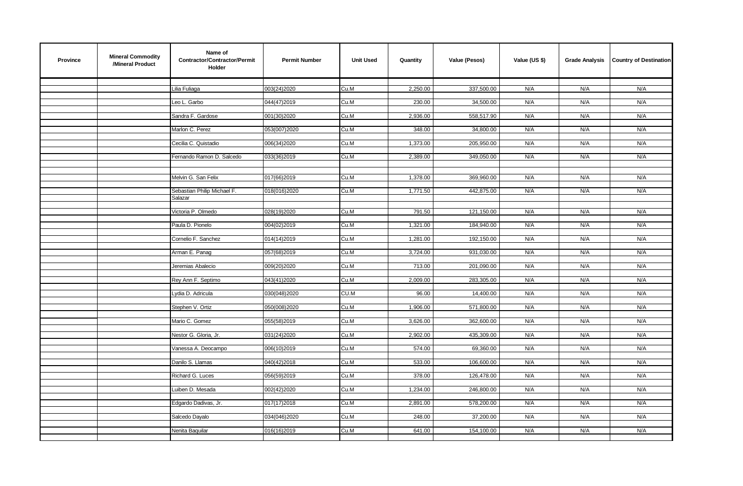| Province | Mineral Commodity /Mineral Product | Name of Contractor/Contractor/Permit Holder | Permit Number | Unit Used | Quantity | Value (Pesos) | Value (US $) | Grade Analysis | Country of Destination |
|---|---|---|---|---|---|---|---|---|---|
| | | Lilia Fuliaga | 003(24)2020 | Cu.M | 2,250.00 | 337,500.00 | N/A | N/A | N/A |
| | | Leo L. Garbo | 044(47)2019 | Cu.M | 230.00 | 34,500.00 | N/A | N/A | N/A |
| | | Sandra F. Gardose | 001(30)2020 | Cu.M | 2,936.00 | 558,517.90 | N/A | N/A | N/A |
| | | Marlon C. Perez | 053(007)2020 | Cu.M | 348.00 | 34,800.00 | N/A | N/A | N/A |
| | | Cecilia C. Quistadio | 006(34)2020 | Cu.M | 1,373.00 | 205,950.00 | N/A | N/A | N/A |
| | | Fernando Ramon D. Salcedo | 033(36)2019 | Cu.M | 2,389.00 | 349,050.00 | N/A | N/A | N/A |
| | | Melvin G. San Felix | 017(66)2019 | Cu.M | 1,378.00 | 369,960.00 | N/A | N/A | N/A |
| | | Sebastian Philip Michael F. Salazar | 018(016)2020 | Cu.M | 1,771.50 | 442,875.00 | N/A | N/A | N/A |
| | | Victoria P. Olmedo | 028(19)2020 | Cu.M | 791.50 | 121,150.00 | N/A | N/A | N/A |
| | | Paula D. Pionelo | 004(02)2019 | Cu.M | 1,321.00 | 184,940.00 | N/A | N/A | N/A |
| | | Cornelio F. Sanchez | 014(14)2019 | Cu.M | 1,281.00 | 192,150.00 | N/A | N/A | N/A |
| | | Arman E. Panag | 057(68)2019 | Cu.M | 3,724.00 | 931,030.00 | N/A | N/A | N/A |
| | | Jeremias Abalecio | 009(20)2020 | Cu.M | 713.00 | 201,090.00 | N/A | N/A | N/A |
| | | Rey Ann F. Septimo | 043(41)2020 | Cu.M | 2,009.00 | 283,305.00 | N/A | N/A | N/A |
| | | Lydia D. Adricula | 030(048)2020 | CU.M | 96.00 | 14,400.00 | N/A | N/A | N/A |
| | | Stephen V. Ortiz | 050(008)2020 | Cu.M | 1,906.00 | 571,800.00 | N/A | N/A | N/A |
| | | Mario C. Gomez | 055(58)2019 | Cu.M | 3,626.00 | 362,600.00 | N/A | N/A | N/A |
| | | Nestor G. Gloria, Jr. | 031(24)2020 | Cu.M | 2,902.00 | 435,309.00 | N/A | N/A | N/A |
| | | Vanessa A. Deocampo | 006(10)2019 | Cu.M | 574.00 | 69,360.00 | N/A | N/A | N/A |
| | | Danilo S. Llamas | 040(42)2018 | Cu.M | 533.00 | 106,600.00 | N/A | N/A | N/A |
| | | Richard G. Luces | 056(59)2019 | Cu.M | 378.00 | 126,478.00 | N/A | N/A | N/A |
| | | Luiben D. Mesada | 002(42)2020 | Cu.M | 1,234.00 | 246,800.00 | N/A | N/A | N/A |
| | | Edgardo Dadivas, Jr. | 017(17)2018 | Cu.M | 2,891.00 | 578,200.00 | N/A | N/A | N/A |
| | | Salcedo Dayalo | 034(046)2020 | Cu.M | 248.00 | 37,200.00 | N/A | N/A | N/A |
| | | Nenita Baquilar | 016(16)2019 | Cu.M | 641.00 | 154,100.00 | N/A | N/A | N/A |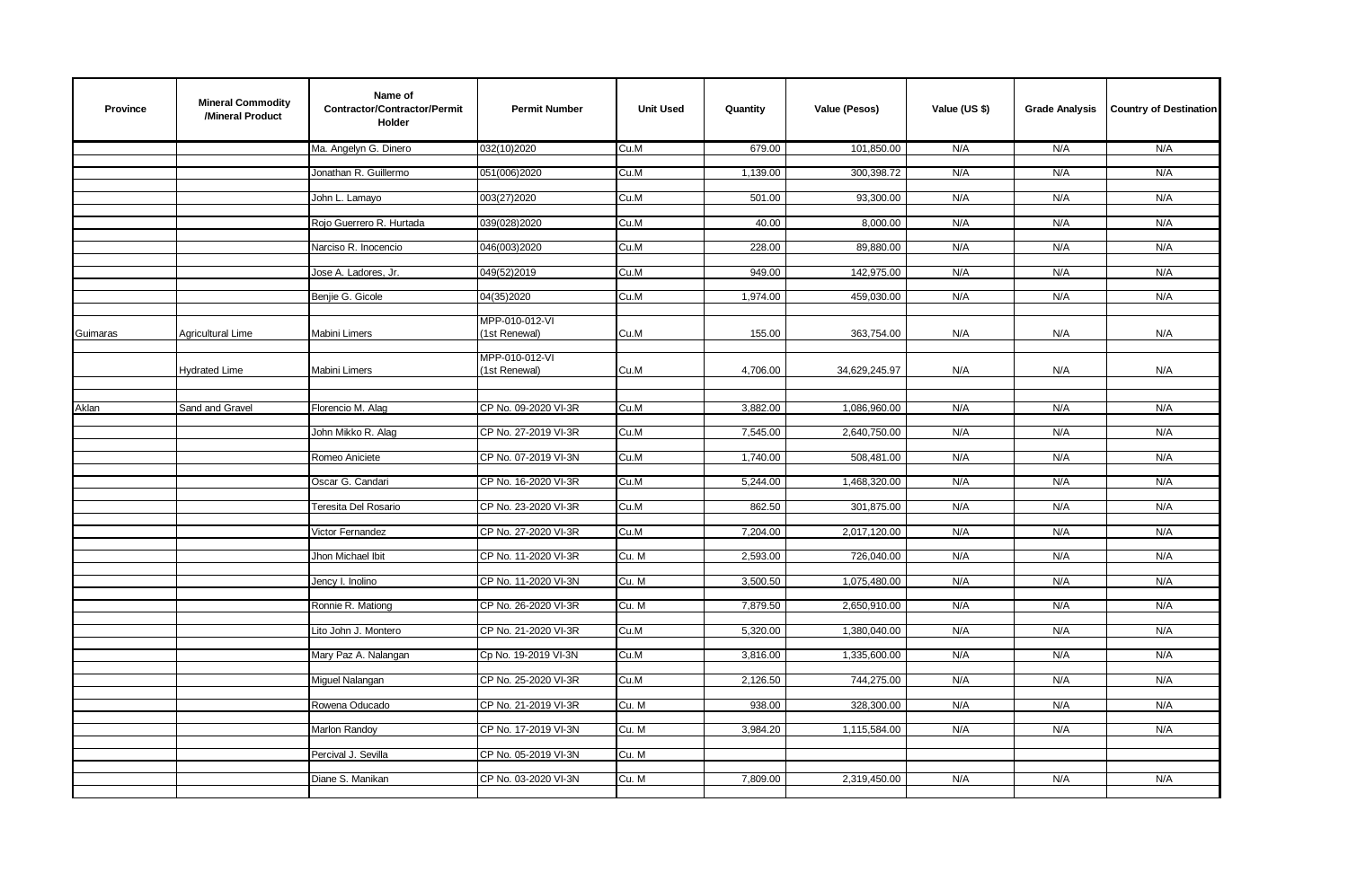| Province | Mineral Commodity /Mineral Product | Name of Contractor/Contractor/Permit Holder | Permit Number | Unit Used | Quantity | Value (Pesos) | Value (US $) | Grade Analysis | Country of Destination |
|---|---|---|---|---|---|---|---|---|---|
| | | Ma. Angelyn G. Dinero | 032(10)2020 | Cu.M | 679.00 | 101,850.00 | N/A | N/A | N/A |
| | | Jonathan R. Guillermo | 051(006)2020 | Cu.M | 1,139.00 | 300,398.72 | N/A | N/A | N/A |
| | | John L. Lamayo | 003(27)2020 | Cu.M | 501.00 | 93,300.00 | N/A | N/A | N/A |
| | | Rojo Guerrero R. Hurtada | 039(028)2020 | Cu.M | 40.00 | 8,000.00 | N/A | N/A | N/A |
| | | Narciso R. Inocencio | 046(003)2020 | Cu.M | 228.00 | 89,880.00 | N/A | N/A | N/A |
| | | Jose A. Ladores, Jr. | 049(52)2019 | Cu.M | 949.00 | 142,975.00 | N/A | N/A | N/A |
| | | Benjie G. Gicole | 04(35)2020 | Cu.M | 1,974.00 | 459,030.00 | N/A | N/A | N/A |
| Guimaras | Agricultural Lime | Mabini Limers | MPP-010-012-VI (1st Renewal) | Cu.M | 155.00 | 363,754.00 | N/A | N/A | N/A |
| | Hydrated Lime | Mabini Limers | MPP-010-012-VI (1st Renewal) | Cu.M | 4,706.00 | 34,629,245.97 | N/A | N/A | N/A |
| Aklan | Sand and Gravel | Florencio M. Alag | CP No. 09-2020 VI-3R | Cu.M | 3,882.00 | 1,086,960.00 | N/A | N/A | N/A |
| | | John Mikko R. Alag | CP No. 27-2019 VI-3R | Cu.M | 7,545.00 | 2,640,750.00 | N/A | N/A | N/A |
| | | Romeo Aniciete | CP No. 07-2019 VI-3N | Cu.M | 1,740.00 | 508,481.00 | N/A | N/A | N/A |
| | | Oscar G. Candari | CP No. 16-2020 VI-3R | Cu.M | 5,244.00 | 1,468,320.00 | N/A | N/A | N/A |
| | | Teresita Del Rosario | CP No. 23-2020 VI-3R | Cu.M | 862.50 | 301,875.00 | N/A | N/A | N/A |
| | | Victor Fernandez | CP No. 27-2020 VI-3R | Cu.M | 7,204.00 | 2,017,120.00 | N/A | N/A | N/A |
| | | Jhon Michael Ibit | CP No. 11-2020 VI-3R | Cu. M | 2,593.00 | 726,040.00 | N/A | N/A | N/A |
| | | Jency I. Inolino | CP No. 11-2020 VI-3N | Cu. M | 3,500.50 | 1,075,480.00 | N/A | N/A | N/A |
| | | Ronnie R. Mationg | CP No. 26-2020 VI-3R | Cu. M | 7,879.50 | 2,650,910.00 | N/A | N/A | N/A |
| | | Lito John J. Montero | CP No. 21-2020 VI-3R | Cu.M | 5,320.00 | 1,380,040.00 | N/A | N/A | N/A |
| | | Mary Paz A. Nalangan | Cp No. 19-2019 VI-3N | Cu.M | 3,816.00 | 1,335,600.00 | N/A | N/A | N/A |
| | | Miguel Nalangan | CP No. 25-2020 VI-3R | Cu.M | 2,126.50 | 744,275.00 | N/A | N/A | N/A |
| | | Rowena Oducado | CP No. 21-2019 VI-3R | Cu. M | 938.00 | 328,300.00 | N/A | N/A | N/A |
| | | Marlon Randoy | CP No. 17-2019 VI-3N | Cu. M | 3,984.20 | 1,115,584.00 | N/A | N/A | N/A |
| | | Percival J. Sevilla | CP No. 05-2019 VI-3N | Cu. M | | | | | |
| | | Diane S. Manikan | CP No. 03-2020 VI-3N | Cu. M | 7,809.00 | 2,319,450.00 | N/A | N/A | N/A |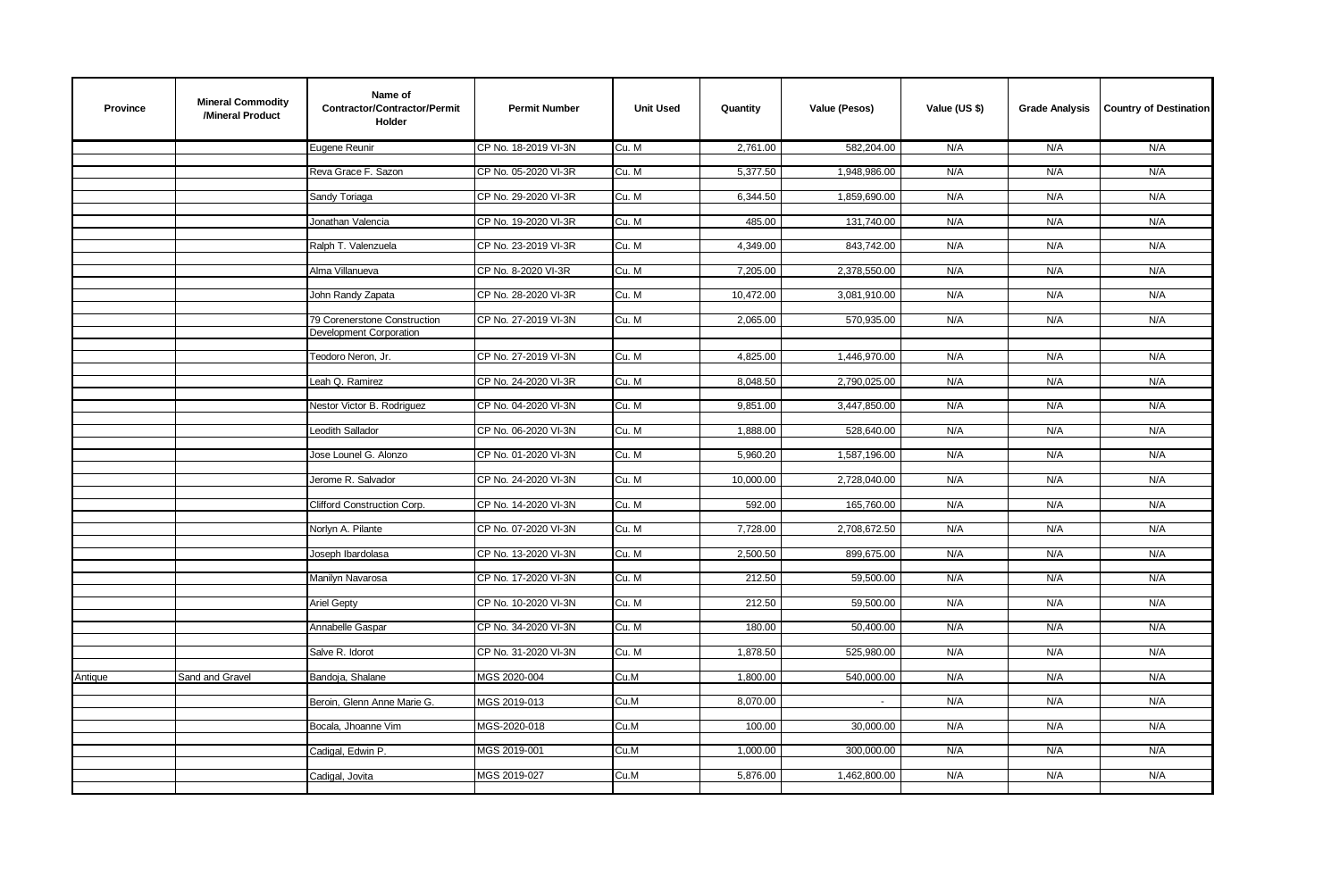| Province | Mineral Commodity /Mineral Product | Name of Contractor/Contractor/Permit Holder | Permit Number | Unit Used | Quantity | Value (Pesos) | Value (US $) | Grade Analysis | Country of Destination |
|---|---|---|---|---|---|---|---|---|---|
| | | Eugene Reunir | CP No. 18-2019 VI-3N | Cu. M | 2,761.00 | 582,204.00 | N/A | N/A | N/A |
| | | Reva Grace F. Sazon | CP No. 05-2020 VI-3R | Cu. M | 5,377.50 | 1,948,986.00 | N/A | N/A | N/A |
| | | Sandy Toriaga | CP No. 29-2020 VI-3R | Cu. M | 6,344.50 | 1,859,690.00 | N/A | N/A | N/A |
| | | Jonathan Valencia | CP No. 19-2020 VI-3R | Cu. M | 485.00 | 131,740.00 | N/A | N/A | N/A |
| | | Ralph T. Valenzuela | CP No. 23-2019 VI-3R | Cu. M | 4,349.00 | 843,742.00 | N/A | N/A | N/A |
| | | Alma Villanueva | CP No. 8-2020 VI-3R | Cu. M | 7,205.00 | 2,378,550.00 | N/A | N/A | N/A |
| | | John Randy Zapata | CP No. 28-2020 VI-3R | Cu. M | 10,472.00 | 3,081,910.00 | N/A | N/A | N/A |
| | | 79 Corenerstone Construction Development Corporation | CP No. 27-2019 VI-3N | Cu. M | 2,065.00 | 570,935.00 | N/A | N/A | N/A |
| | | Teodoro Neron, Jr. | CP No. 27-2019 VI-3N | Cu. M | 4,825.00 | 1,446,970.00 | N/A | N/A | N/A |
| | | Leah Q. Ramirez | CP No. 24-2020 VI-3R | Cu. M | 8,048.50 | 2,790,025.00 | N/A | N/A | N/A |
| | | Nestor Victor B. Rodriguez | CP No. 04-2020 VI-3N | Cu. M | 9,851.00 | 3,447,850.00 | N/A | N/A | N/A |
| | | Leodith Sallador | CP No. 06-2020 VI-3N | Cu. M | 1,888.00 | 528,640.00 | N/A | N/A | N/A |
| | | Jose Lounel G. Alonzo | CP No. 01-2020 VI-3N | Cu. M | 5,960.20 | 1,587,196.00 | N/A | N/A | N/A |
| | | Jerome R. Salvador | CP No. 24-2020 VI-3N | Cu. M | 10,000.00 | 2,728,040.00 | N/A | N/A | N/A |
| | | Clifford Construction Corp. | CP No. 14-2020 VI-3N | Cu. M | 592.00 | 165,760.00 | N/A | N/A | N/A |
| | | Norlyn A. Pilante | CP No. 07-2020 VI-3N | Cu. M | 7,728.00 | 2,708,672.50 | N/A | N/A | N/A |
| | | Joseph Ibardolasa | CP No. 13-2020 VI-3N | Cu. M | 2,500.50 | 899,675.00 | N/A | N/A | N/A |
| | | Manilyn Navarosa | CP No. 17-2020 VI-3N | Cu. M | 212.50 | 59,500.00 | N/A | N/A | N/A |
| | | Ariel Gepty | CP No. 10-2020 VI-3N | Cu. M | 212.50 | 59,500.00 | N/A | N/A | N/A |
| | | Annabelle Gaspar | CP No. 34-2020 VI-3N | Cu. M | 180.00 | 50,400.00 | N/A | N/A | N/A |
| | | Salve R. Idorot | CP No. 31-2020 VI-3N | Cu. M | 1,878.50 | 525,980.00 | N/A | N/A | N/A |
| Antique | Sand and Gravel | Bandoja, Shalane | MGS 2020-004 | Cu.M | 1,800.00 | 540,000.00 | N/A | N/A | N/A |
| | | Beroin, Glenn Anne Marie G. | MGS 2019-013 | Cu.M | 8,070.00 | - | N/A | N/A | N/A |
| | | Bocala, Jhoanne Vim | MGS-2020-018 | Cu.M | 100.00 | 30,000.00 | N/A | N/A | N/A |
| | | Cadigal, Edwin P. | MGS 2019-001 | Cu.M | 1,000.00 | 300,000.00 | N/A | N/A | N/A |
| | | Cadigal, Jovita | MGS 2019-027 | Cu.M | 5,876.00 | 1,462,800.00 | N/A | N/A | N/A |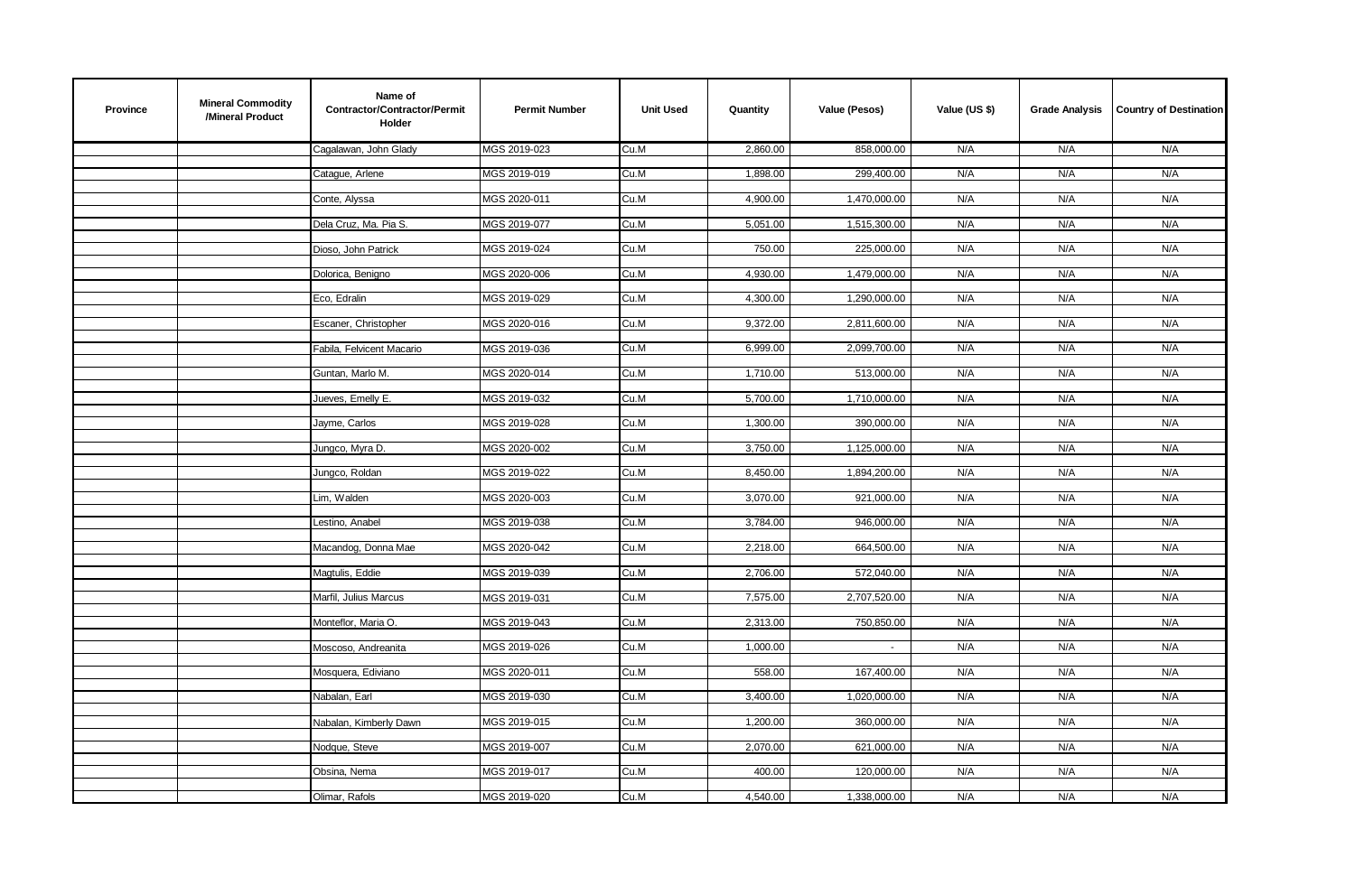| Province | Mineral Commodity /Mineral Product | Name of Contractor/Contractor/Permit Holder | Permit Number | Unit Used | Quantity | Value (Pesos) | Value (US $) | Grade Analysis | Country of Destination |
|---|---|---|---|---|---|---|---|---|---|
| | | Cagalawan, John Glady | MGS 2019-023 | Cu.M | 2,860.00 | 858,000.00 | N/A | N/A | N/A |
| | | Catague, Arlene | MGS 2019-019 | Cu.M | 1,898.00 | 299,400.00 | N/A | N/A | N/A |
| | | Conte, Alyssa | MGS 2020-011 | Cu.M | 4,900.00 | 1,470,000.00 | N/A | N/A | N/A |
| | | Dela Cruz, Ma. Pia S. | MGS 2019-077 | Cu.M | 5,051.00 | 1,515,300.00 | N/A | N/A | N/A |
| | | Dioso, John Patrick | MGS 2019-024 | Cu.M | 750.00 | 225,000.00 | N/A | N/A | N/A |
| | | Dolorica, Benigno | MGS 2020-006 | Cu.M | 4,930.00 | 1,479,000.00 | N/A | N/A | N/A |
| | | Eco, Edralin | MGS 2019-029 | Cu.M | 4,300.00 | 1,290,000.00 | N/A | N/A | N/A |
| | | Escaner, Christopher | MGS 2020-016 | Cu.M | 9,372.00 | 2,811,600.00 | N/A | N/A | N/A |
| | | Fabila, Felvicent Macario | MGS 2019-036 | Cu.M | 6,999.00 | 2,099,700.00 | N/A | N/A | N/A |
| | | Guntan, Marlo M. | MGS 2020-014 | Cu.M | 1,710.00 | 513,000.00 | N/A | N/A | N/A |
| | | Jueves, Emelly E. | MGS 2019-032 | Cu.M | 5,700.00 | 1,710,000.00 | N/A | N/A | N/A |
| | | Jayme, Carlos | MGS 2019-028 | Cu.M | 1,300.00 | 390,000.00 | N/A | N/A | N/A |
| | | Jungco, Myra D. | MGS 2020-002 | Cu.M | 3,750.00 | 1,125,000.00 | N/A | N/A | N/A |
| | | Jungco, Roldan | MGS 2019-022 | Cu.M | 8,450.00 | 1,894,200.00 | N/A | N/A | N/A |
| | | Lim, Walden | MGS 2020-003 | Cu.M | 3,070.00 | 921,000.00 | N/A | N/A | N/A |
| | | Lestino, Anabel | MGS 2019-038 | Cu.M | 3,784.00 | 946,000.00 | N/A | N/A | N/A |
| | | Macandog, Donna Mae | MGS 2020-042 | Cu.M | 2,218.00 | 664,500.00 | N/A | N/A | N/A |
| | | Magtulis, Eddie | MGS 2019-039 | Cu.M | 2,706.00 | 572,040.00 | N/A | N/A | N/A |
| | | Marfil, Julius Marcus | MGS 2019-031 | Cu.M | 7,575.00 | 2,707,520.00 | N/A | N/A | N/A |
| | | Monteflor, Maria O. | MGS 2019-043 | Cu.M | 2,313.00 | 750,850.00 | N/A | N/A | N/A |
| | | Moscoso, Andreanita | MGS 2019-026 | Cu.M | 1,000.00 | - | N/A | N/A | N/A |
| | | Mosquera, Ediviano | MGS 2020-011 | Cu.M | 558.00 | 167,400.00 | N/A | N/A | N/A |
| | | Nabalan, Earl | MGS 2019-030 | Cu.M | 3,400.00 | 1,020,000.00 | N/A | N/A | N/A |
| | | Nabalan, Kimberly Dawn | MGS 2019-015 | Cu.M | 1,200.00 | 360,000.00 | N/A | N/A | N/A |
| | | Nodque, Steve | MGS 2019-007 | Cu.M | 2,070.00 | 621,000.00 | N/A | N/A | N/A |
| | | Obsina, Nema | MGS 2019-017 | Cu.M | 400.00 | 120,000.00 | N/A | N/A | N/A |
| | | Olimar, Rafols | MGS 2019-020 | Cu.M | 4,540.00 | 1,338,000.00 | N/A | N/A | N/A |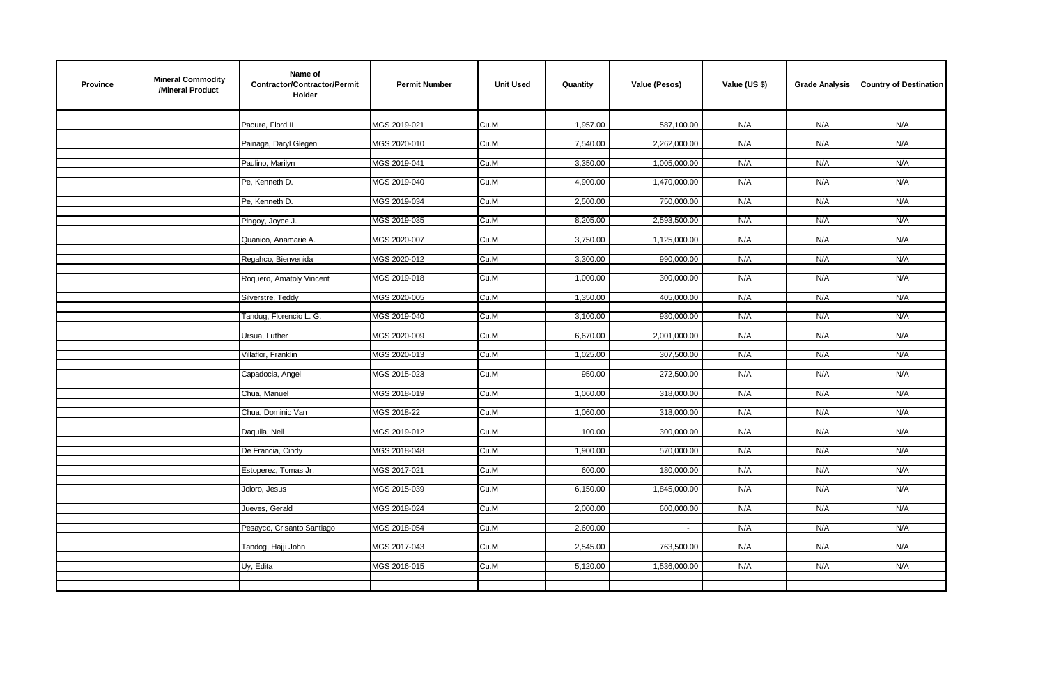| Province | Mineral Commodity /Mineral Product | Name of Contractor/Contractor/Permit Holder | Permit Number | Unit Used | Quantity | Value (Pesos) | Value (US $) | Grade Analysis | Country of Destination |
|---|---|---|---|---|---|---|---|---|---|
| | | Pacure, Flord II | MGS 2019-021 | Cu.M | 1,957.00 | 587,100.00 | N/A | N/A | N/A |
| | | Painaga, Daryl Glegen | MGS 2020-010 | Cu.M | 7,540.00 | 2,262,000.00 | N/A | N/A | N/A |
| | | Paulino, Marilyn | MGS 2019-041 | Cu.M | 3,350.00 | 1,005,000.00 | N/A | N/A | N/A |
| | | Pe, Kenneth D. | MGS 2019-040 | Cu.M | 4,900.00 | 1,470,000.00 | N/A | N/A | N/A |
| | | Pe, Kenneth D. | MGS 2019-034 | Cu.M | 2,500.00 | 750,000.00 | N/A | N/A | N/A |
| | | Pingoy, Joyce J. | MGS 2019-035 | Cu.M | 8,205.00 | 2,593,500.00 | N/A | N/A | N/A |
| | | Quanico, Anamarie A. | MGS 2020-007 | Cu.M | 3,750.00 | 1,125,000.00 | N/A | N/A | N/A |
| | | Regahco, Bienvenida | MGS 2020-012 | Cu.M | 3,300.00 | 990,000.00 | N/A | N/A | N/A |
| | | Roquero, Amatoly Vincent | MGS 2019-018 | Cu.M | 1,000.00 | 300,000.00 | N/A | N/A | N/A |
| | | Silverstre, Teddy | MGS 2020-005 | Cu.M | 1,350.00 | 405,000.00 | N/A | N/A | N/A |
| | | Tandug, Florencio L. G. | MGS 2019-040 | Cu.M | 3,100.00 | 930,000.00 | N/A | N/A | N/A |
| | | Ursua, Luther | MGS 2020-009 | Cu.M | 6,670.00 | 2,001,000.00 | N/A | N/A | N/A |
| | | Villaflor, Franklin | MGS 2020-013 | Cu.M | 1,025.00 | 307,500.00 | N/A | N/A | N/A |
| | | Capadocia, Angel | MGS 2015-023 | Cu.M | 950.00 | 272,500.00 | N/A | N/A | N/A |
| | | Chua, Manuel | MGS 2018-019 | Cu.M | 1,060.00 | 318,000.00 | N/A | N/A | N/A |
| | | Chua, Dominic Van | MGS 2018-22 | Cu.M | 1,060.00 | 318,000.00 | N/A | N/A | N/A |
| | | Daquila, Neil | MGS 2019-012 | Cu.M | 100.00 | 300,000.00 | N/A | N/A | N/A |
| | | De Francia, Cindy | MGS 2018-048 | Cu.M | 1,900.00 | 570,000.00 | N/A | N/A | N/A |
| | | Estoperez, Tomas Jr. | MGS 2017-021 | Cu.M | 600.00 | 180,000.00 | N/A | N/A | N/A |
| | | Joloro, Jesus | MGS 2015-039 | Cu.M | 6,150.00 | 1,845,000.00 | N/A | N/A | N/A |
| | | Jueves, Gerald | MGS 2018-024 | Cu.M | 2,000.00 | 600,000.00 | N/A | N/A | N/A |
| | | Pesayco, Crisanto Santiago | MGS 2018-054 | Cu.M | 2,600.00 | - | N/A | N/A | N/A |
| | | Tandog, Hajji John | MGS 2017-043 | Cu.M | 2,545.00 | 763,500.00 | N/A | N/A | N/A |
| | | Uy, Edita | MGS 2016-015 | Cu.M | 5,120.00 | 1,536,000.00 | N/A | N/A | N/A |